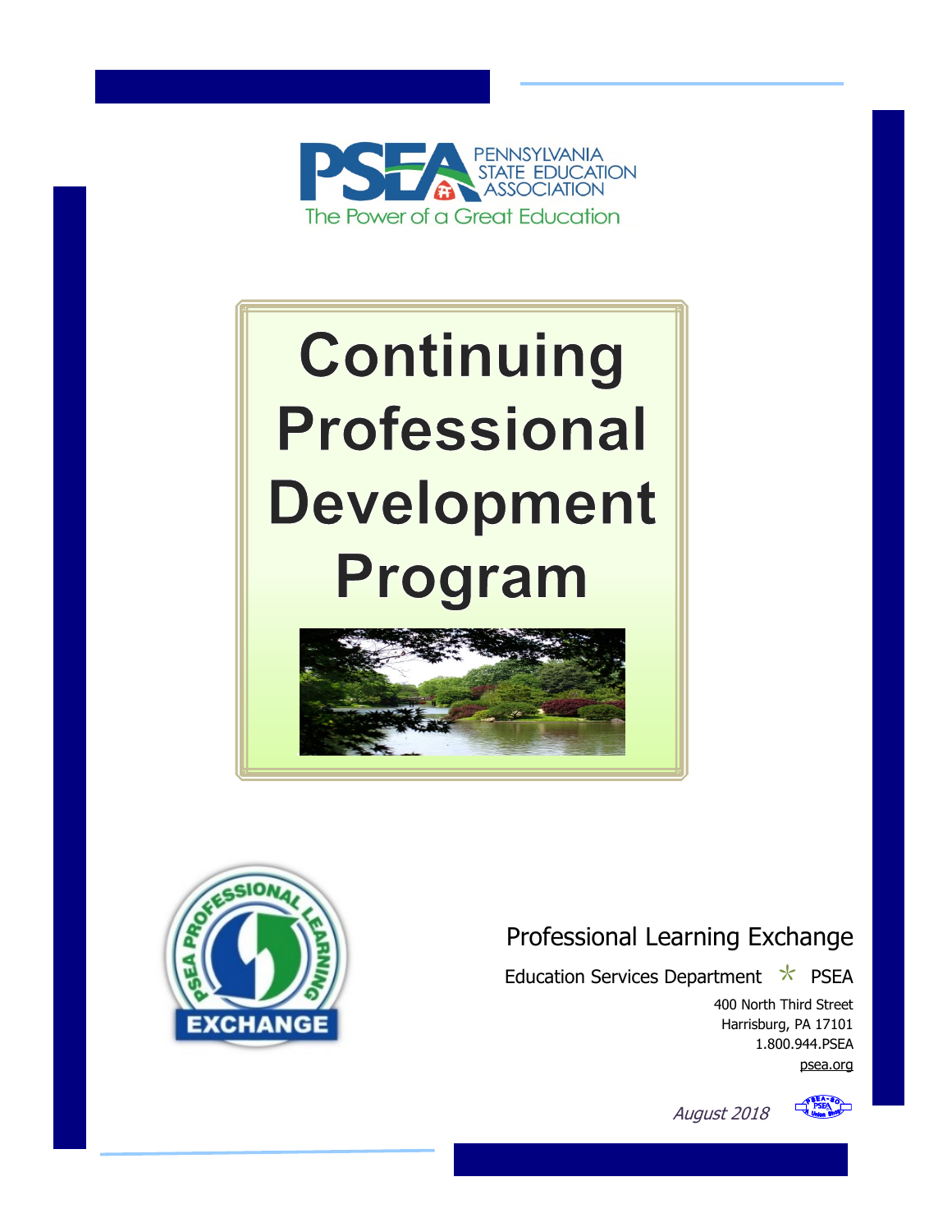PENNSYLVANIA STATE EDUCATION ASSOCIATION

The Power of a Great Education

# Continuing Professional Development Program

Professional Learning Exchange

Education Services Department * PSEA

400 North Third Street
Harrisburg, PA 17101
1.800.944.PSEA
psea.org

*August 2018*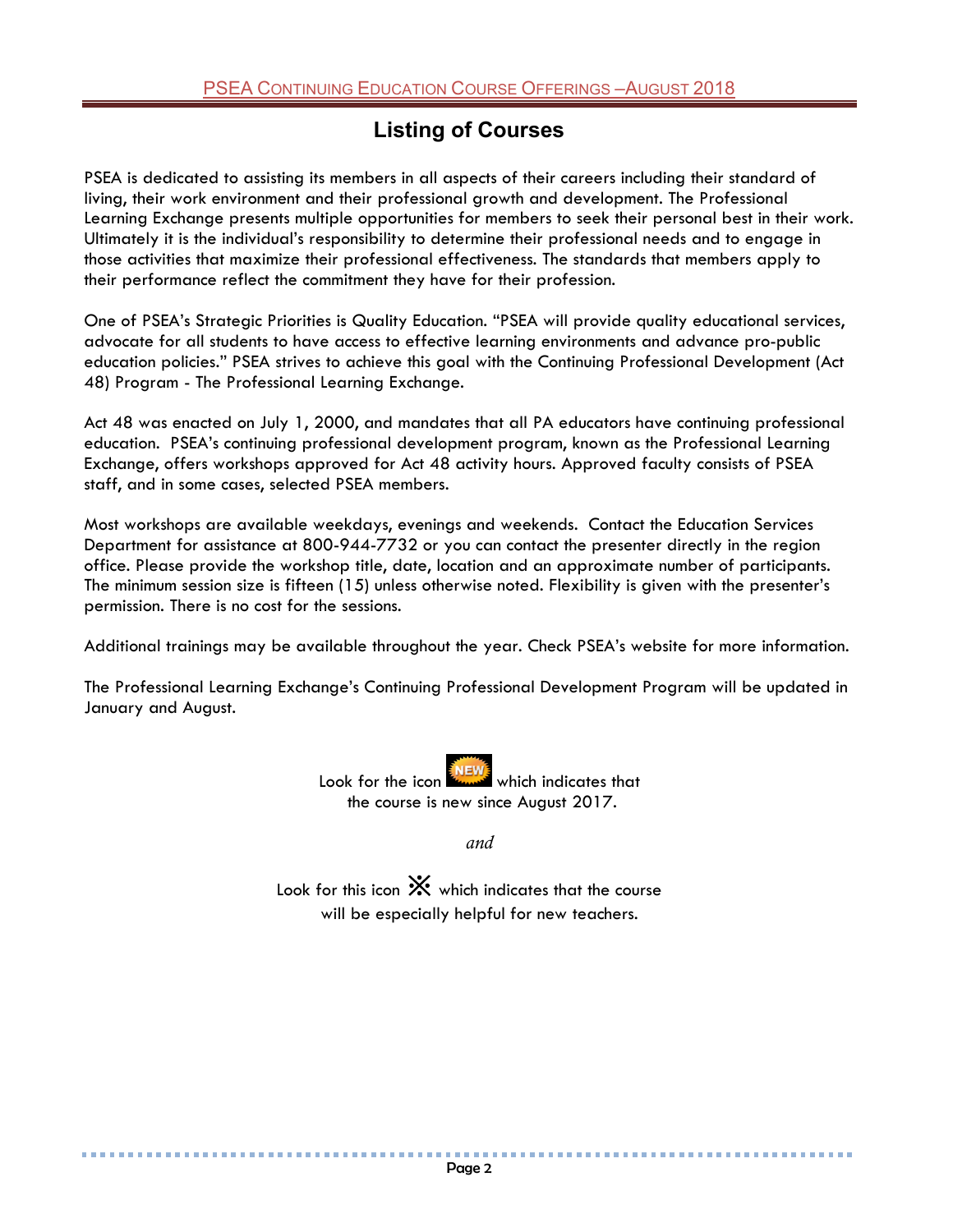## Listing of Courses

PSEA is dedicated to assisting its members in all aspects of their careers including their standard of living, their work environment and their professional growth and development. The Professional Learning Exchange presents multiple opportunities for members to seek their personal best in their work. Ultimately it is the individual's responsibility to determine their professional needs and to engage in those activities that maximize their professional effectiveness. The standards that members apply to their performance reflect the commitment they have for their profession.

One of PSEA's Strategic Priorities is Quality Education. "PSEA will provide quality educational services, advocate for all students to have access to effective learning environments and advance pro-public education policies." PSEA strives to achieve this goal with the Continuing Professional Development (Act 48) Program - The Professional Learning Exchange.

Act 48 was enacted on July 1, 2000, and mandates that all PA educators have continuing professional education. PSEA's continuing professional development program, known as the Professional Learning Exchange, offers workshops approved for Act 48 activity hours. Approved faculty consists of PSEA staff, and in some cases, selected PSEA members.

Most workshops are available weekdays, evenings and weekends. Contact the Education Services Department for assistance at 800-944-7732 or you can contact the presenter directly in the region office. Please provide the workshop title, date, location and an approximate number of participants. The minimum session size is fifteen (15) unless otherwise noted. Flexibility is given with the presenter's permission. There is no cost for the sessions.

Additional trainings may be available throughout the year. Check PSEA's website for more information.

The Professional Learning Exchange's Continuing Professional Development Program will be updated in January and August.

Look for the icon NEW which indicates that the course is new since August 2017.

*and*

Look for this icon ※ which indicates that the course will be especially helpful for new teachers.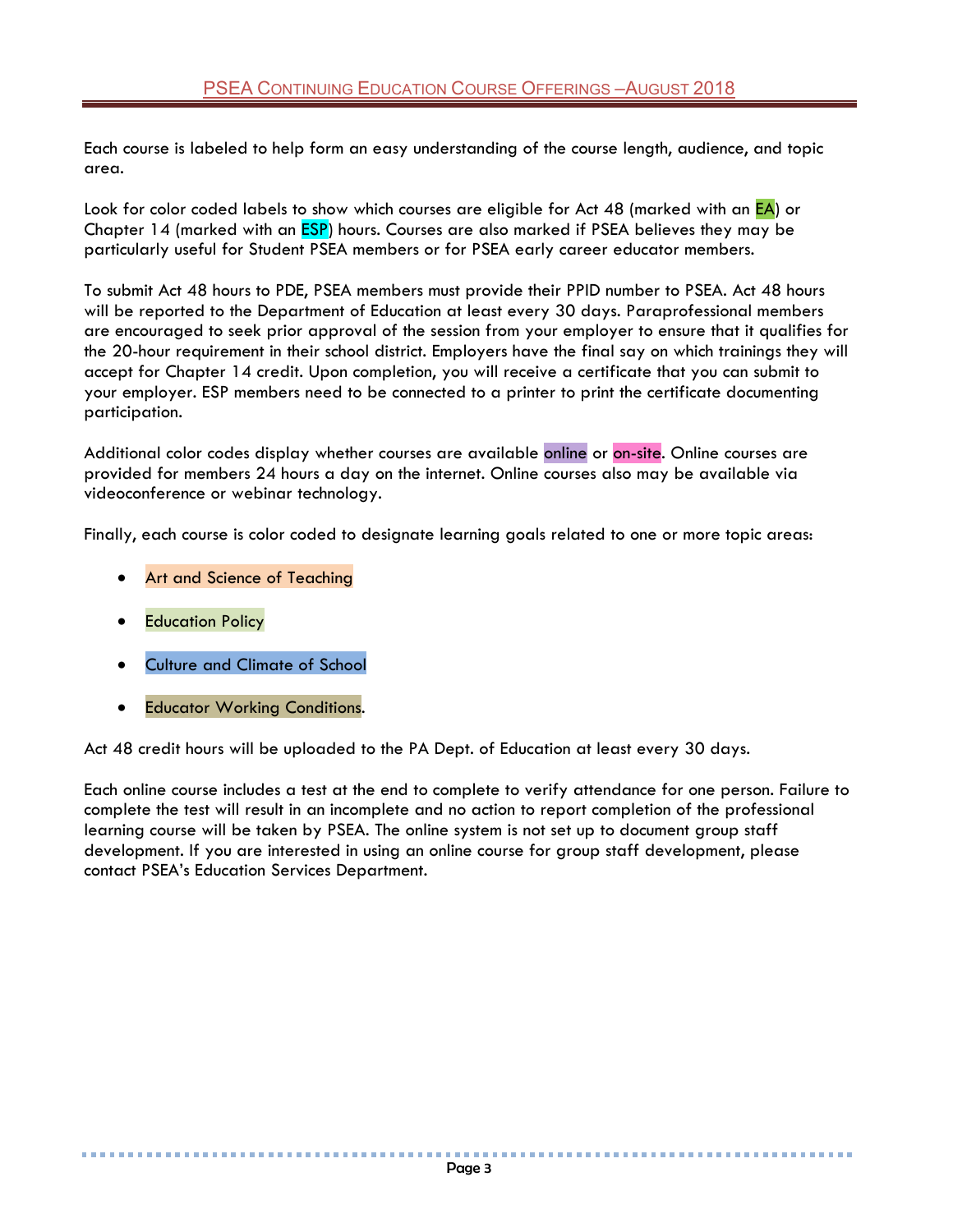## PSEA Continuing Education Course Offerings – August 2018

Each course is labeled to help form an easy understanding of the course length, audience, and topic area.

Look for color coded labels to show which courses are eligible for Act 48 (marked with an EA) or Chapter 14 (marked with an ESP) hours. Courses are also marked if PSEA believes they may be particularly useful for Student PSEA members or for PSEA early career educator members.

To submit Act 48 hours to PDE, PSEA members must provide their PPID number to PSEA. Act 48 hours will be reported to the Department of Education at least every 30 days. Paraprofessional members are encouraged to seek prior approval of the session from your employer to ensure that it qualifies for the 20-hour requirement in their school district. Employers have the final say on which trainings they will accept for Chapter 14 credit. Upon completion, you will receive a certificate that you can submit to your employer. ESP members need to be connected to a printer to print the certificate documenting participation.

Additional color codes display whether courses are available online or on-site. Online courses are provided for members 24 hours a day on the internet. Online courses also may be available via videoconference or webinar technology.

Finally, each course is color coded to designate learning goals related to one or more topic areas:

- Art and Science of Teaching
- Education Policy
- Culture and Climate of School
- Educator Working Conditions.

Act 48 credit hours will be uploaded to the PA Dept. of Education at least every 30 days.

Each online course includes a test at the end to complete to verify attendance for one person. Failure to complete the test will result in an incomplete and no action to report completion of the professional learning course will be taken by PSEA. The online system is not set up to document group staff development. If you are interested in using an online course for group staff development, please contact PSEA's Education Services Department.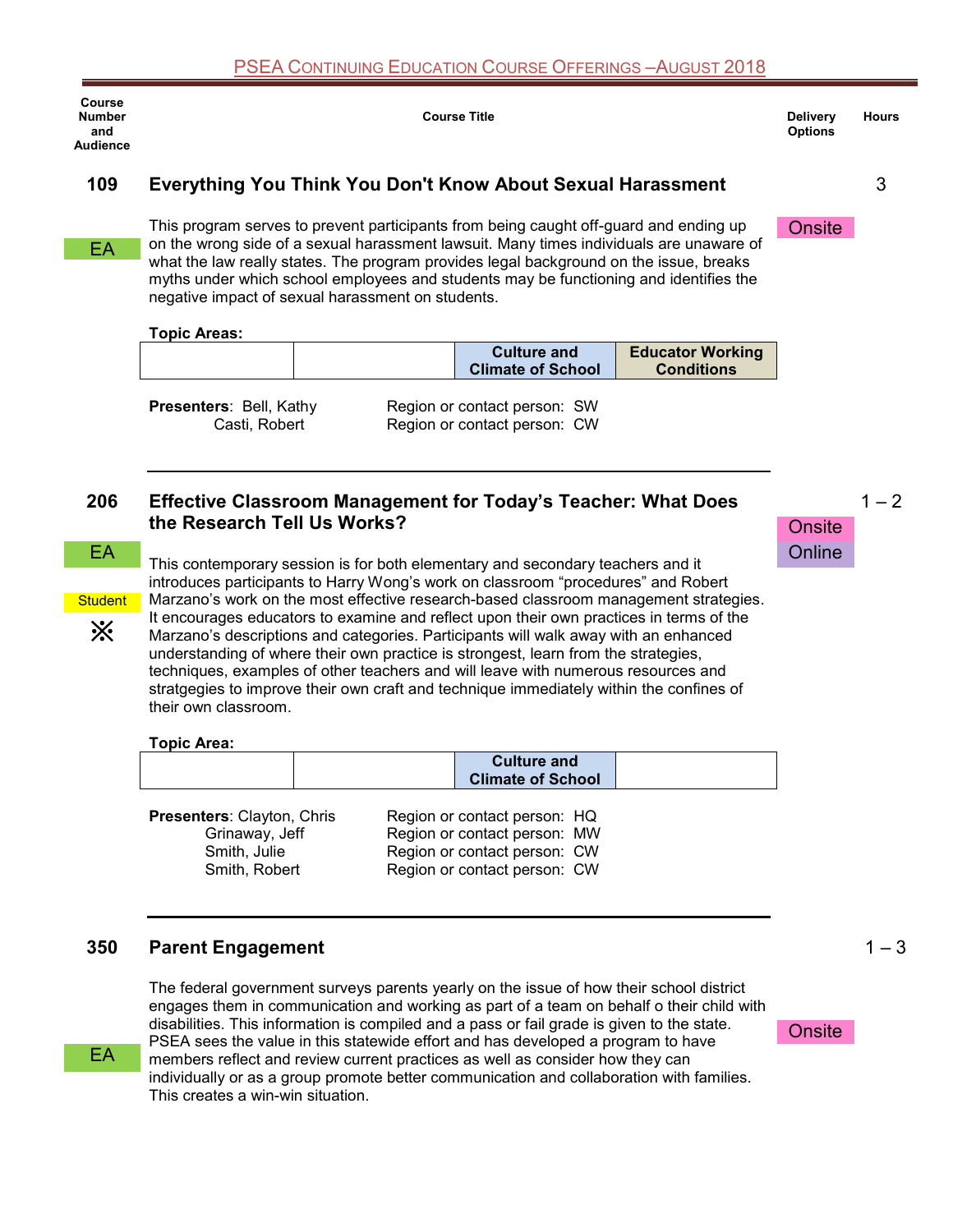| Course Number and Audience | Course Title | Delivery Options | Hours |
|---|---|---|---|

## 109 Everything You Think You Don't Know About Sexual Harassment

**Hours:** 3

**Audience:** EA

**Delivery Options:** Onsite

This program serves to prevent participants from being caught off-guard and ending up on the wrong side of a sexual harassment lawsuit. Many times individuals are unaware of what the law really states. The program provides legal background on the issue, breaks myths under which school employees and students may be functioning and identifies the negative impact of sexual harassment on students.

**Topic Areas:**

| | | | |
|---|---|---|---|
| | | Culture and Climate of School | Educator Working Conditions |

**Presenters**: Bell, Kathy — Region or contact person: SW
Casti, Robert — Region or contact person: CW

---

## 206 Effective Classroom Management for Today's Teacher: What Does the Research Tell Us Works?

**Hours:** 1 – 2

**Audience:** EA, Student, ※

**Delivery Options:** Onsite, Online

This contemporary session is for both elementary and secondary teachers and it introduces participants to Harry Wong's work on classroom "procedures" and Robert Marzano's work on the most effective research-based classroom management strategies. It encourages educators to examine and reflect upon their own practices in terms of the Marzano's descriptions and categories. Participants will walk away with an enhanced understanding of where their own practice is strongest, learn from the strategies, techniques, examples of other teachers and will leave with numerous resources and stratgegies to improve their own craft and technique immediately within the confines of their own classroom.

**Topic Area:**

| | | | |
|---|---|---|---|
| | | Culture and Climate of School | |

**Presenters**: Clayton, Chris — Region or contact person: HQ
Grinaway, Jeff — Region or contact person: MW
Smith, Julie — Region or contact person: CW
Smith, Robert — Region or contact person: CW

---

## 350 Parent Engagement

**Hours:** 1 – 3

**Audience:** EA

**Delivery Options:** Onsite

The federal government surveys parents yearly on the issue of how their school district engages them in communication and working as part of a team on behalf o their child with disabilities. This information is compiled and a pass or fail grade is given to the state. PSEA sees the value in this statewide effort and has developed a program to have members reflect and review current practices as well as consider how they can individually or as a group promote better communication and collaboration with families. This creates a win-win situation.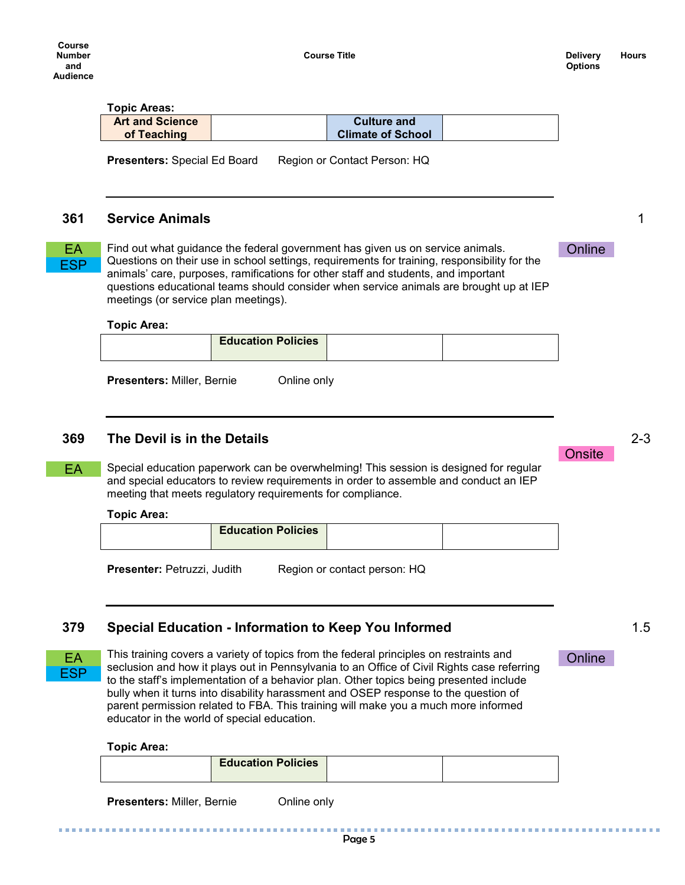| Course Number and Audience | Course Title | Delivery Options | Hours |
|---|---|---|---|

**Topic Areas:**

| Art and Science of Teaching | | Culture and Climate of School | |
|---|---|---|---|

**Presenters:** Special Ed Board Region or Contact Person: HQ

---

## 361 Service Animals — 1

EA
ESP

**Online**

Find out what guidance the federal government has given us on service animals. Questions on their use in school settings, requirements for training, responsibility for the animals' care, purposes, ramifications for other staff and students, and important questions educational teams should consider when service animals are brought up at IEP meetings (or service plan meetings).

**Topic Area:**

| | Education Policies | | |
|---|---|---|---|

**Presenters:** Miller, Bernie Online only

---

## 369 The Devil is in the Details — 2-3

EA

**Onsite**

Special education paperwork can be overwhelming! This session is designed for regular and special educators to review requirements in order to assemble and conduct an IEP meeting that meets regulatory requirements for compliance.

**Topic Area:**

| | Education Policies | | |
|---|---|---|---|

**Presenter:** Petruzzi, Judith Region or contact person: HQ

---

## 379 Special Education - Information to Keep You Informed — 1.5

EA
ESP

**Online**

This training covers a variety of topics from the federal principles on restraints and seclusion and how it plays out in Pennsylvania to an Office of Civil Rights case referring to the staff's implementation of a behavior plan. Other topics being presented include bully when it turns into disability harassment and OSEP response to the question of parent permission related to FBA. This training will make you a much more informed educator in the world of special education.

**Topic Area:**

| | Education Policies | | |
|---|---|---|---|

**Presenters:** Miller, Bernie Online only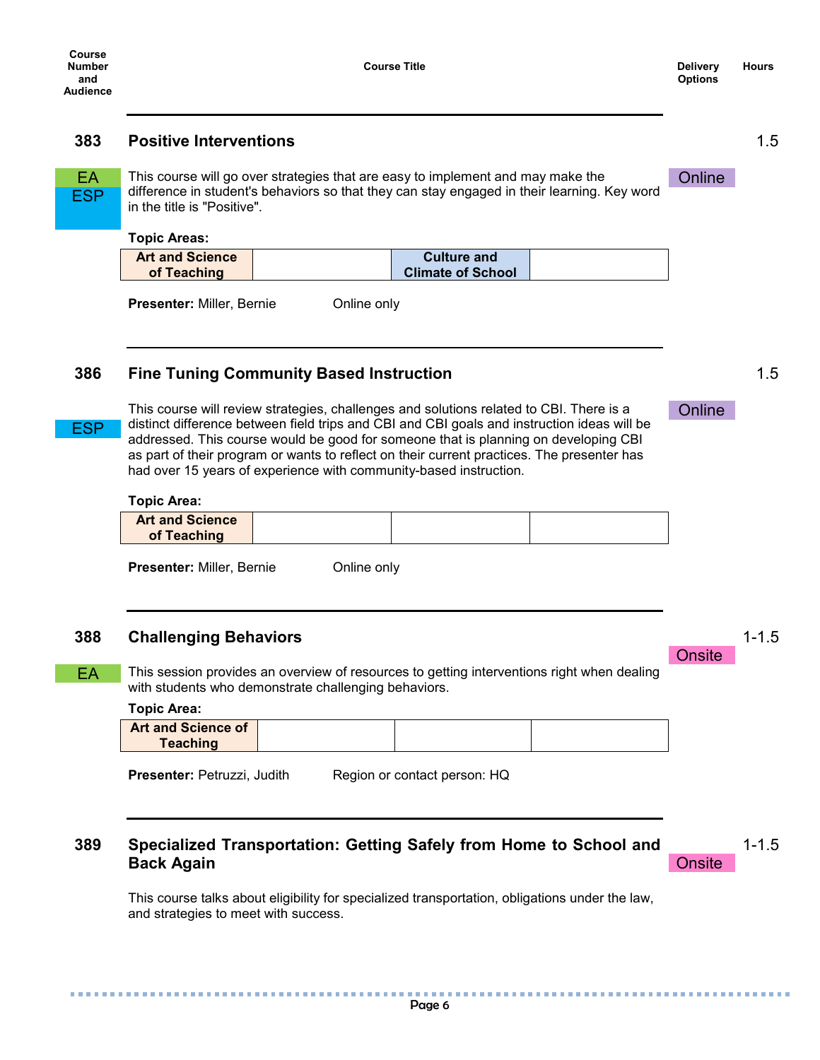| Course Number and Audience | Course Title | Delivery Options | Hours |
|---|---|---|---|

## 383 Positive Interventions

**Hours:** 1.5

EA
ESP

This course will go over strategies that are easy to implement and may make the difference in student's behaviors so that they can stay engaged in their learning. Key word in the title is "Positive".

**Delivery:** Online

**Topic Areas:**

| Art and Science of Teaching | | Culture and Climate of School | |
|---|---|---|---|

**Presenter:** Miller, Bernie    Online only

---

## 386 Fine Tuning Community Based Instruction

**Hours:** 1.5

ESP

This course will review strategies, challenges and solutions related to CBI. There is a distinct difference between field trips and CBI and CBI goals and instruction ideas will be addressed. This course would be good for someone that is planning on developing CBI as part of their program or wants to reflect on their current practices. The presenter has had over 15 years of experience with community-based instruction.

**Delivery:** Online

**Topic Area:**

| Art and Science of Teaching | | | |
|---|---|---|---|

**Presenter:** Miller, Bernie    Online only

---

## 388 Challenging Behaviors

**Hours:** 1-1.5

EA

This session provides an overview of resources to getting interventions right when dealing with students who demonstrate challenging behaviors.

**Delivery:** Onsite

**Topic Area:**

| Art and Science of Teaching | | | |
|---|---|---|---|

**Presenter:** Petruzzi, Judith    Region or contact person: HQ

---

## 389 Specialized Transportation: Getting Safely from Home to School and Back Again

**Hours:** 1-1.5

**Delivery:** Onsite

This course talks about eligibility for specialized transportation, obligations under the law, and strategies to meet with success.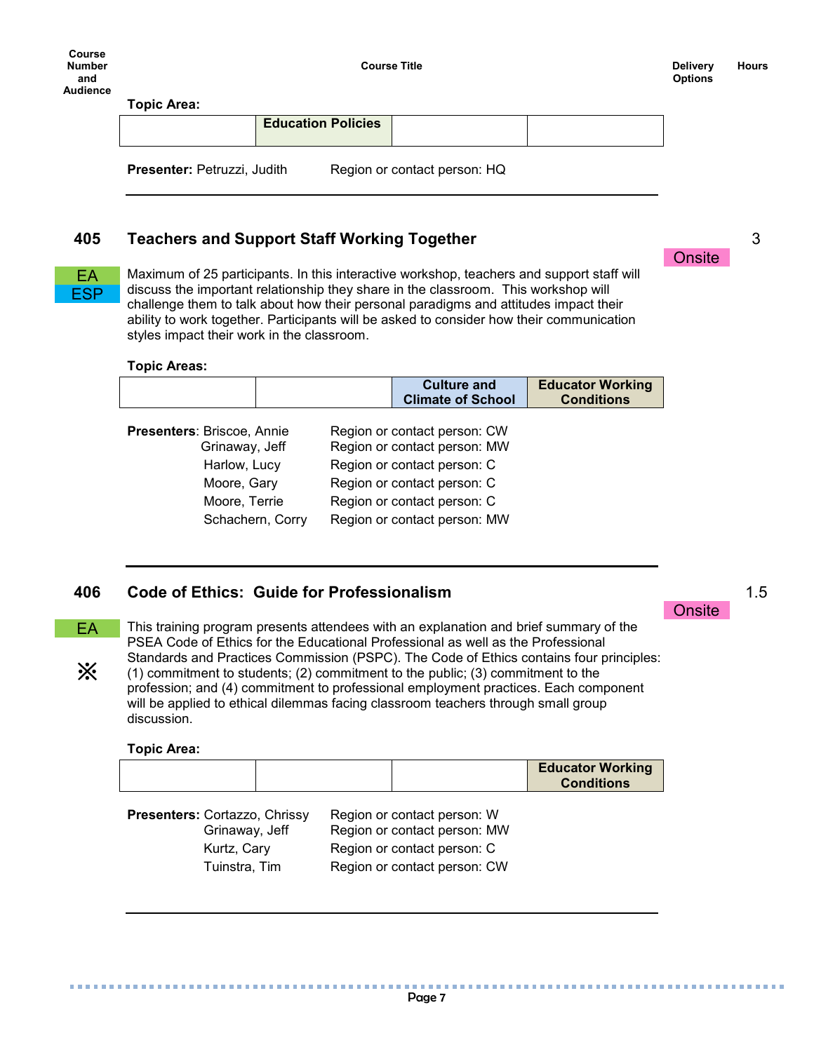| Course Number and Audience | Course Title | Delivery Options | Hours |
|---|---|---|---|

**Topic Area:**

| | Education Policies | | |
|---|---|---|---|

**Presenter:** Petruzzi, Judith    Region or contact person: HQ

---

## 405 Teachers and Support Staff Working Together

**Hours:** 3

**Delivery Options:** Onsite

**Audience:** EA, ESP

Maximum of 25 participants. In this interactive workshop, teachers and support staff will discuss the important relationship they share in the classroom. This workshop will challenge them to talk about how their personal paradigms and attitudes impact their ability to work together. Participants will be asked to consider how their communication styles impact their work in the classroom.

**Topic Areas:**

| | | Culture and Climate of School | Educator Working Conditions |
|---|---|---|---|

**Presenters**: 

| Presenter | Region or contact person |
|---|---|
| Briscoe, Annie | CW |
| Grinaway, Jeff | MW |
| Harlow, Lucy | C |
| Moore, Gary | C |
| Moore, Terrie | C |
| Schachern, Corry | MW |

---

## 406 Code of Ethics: Guide for Professionalism

**Hours:** 1.5

**Delivery Options:** Onsite

**Audience:** EA ※

This training program presents attendees with an explanation and brief summary of the PSEA Code of Ethics for the Educational Professional as well as the Professional Standards and Practices Commission (PSPC). The Code of Ethics contains four principles: (1) commitment to students; (2) commitment to the public; (3) commitment to the profession; and (4) commitment to professional employment practices. Each component will be applied to ethical dilemmas facing classroom teachers through small group discussion.

**Topic Area:**

| | | | Educator Working Conditions |
|---|---|---|---|

**Presenters:** 

| Presenter | Region or contact person |
|---|---|
| Cortazzo, Chrissy | W |
| Grinaway, Jeff | MW |
| Kurtz, Cary | C |
| Tuinstra, Tim | CW |

---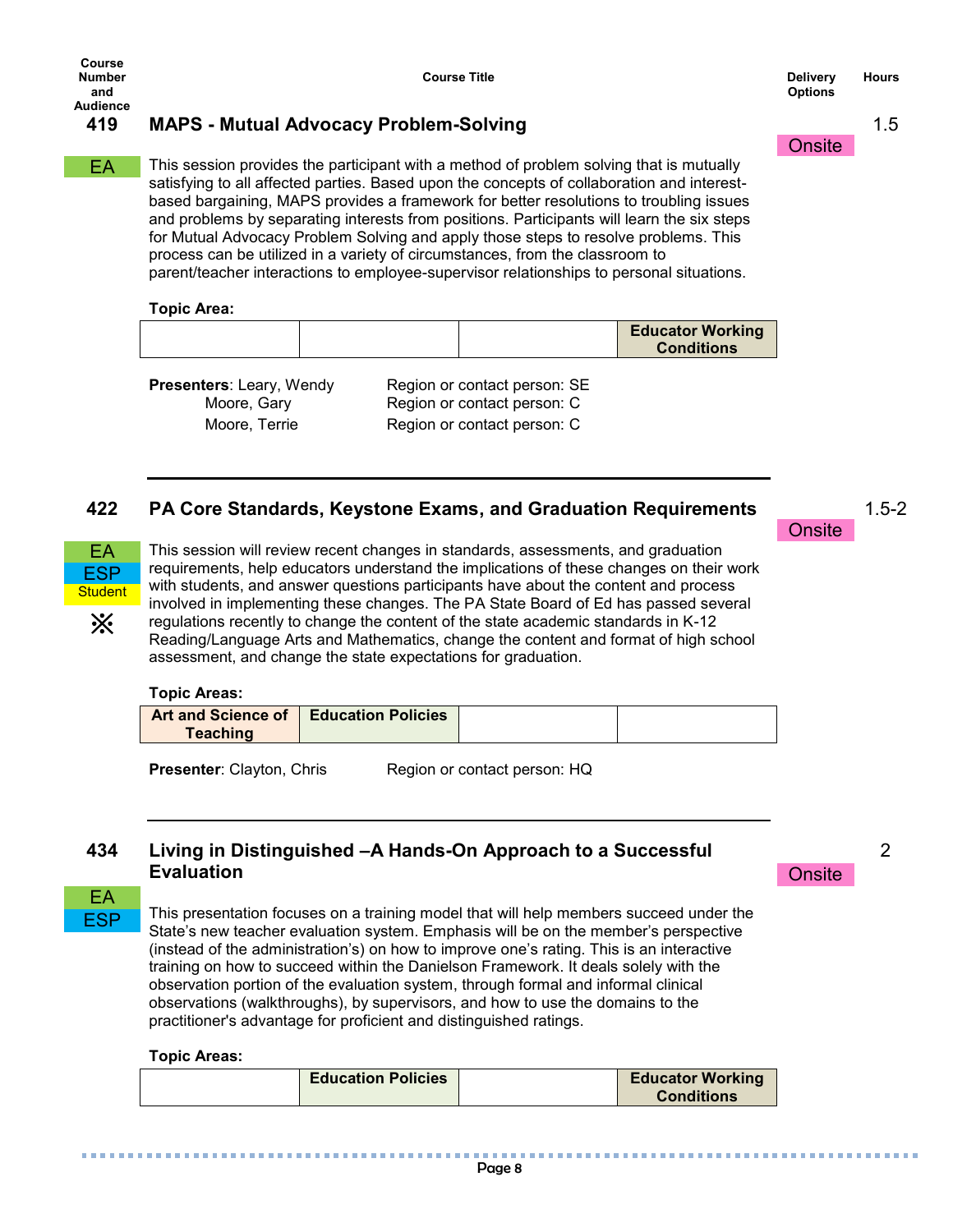| Course Number and Audience | Course Title | Delivery Options | Hours |
|---|---|---|---|

## 419 MAPS - Mutual Advocacy Problem-Solving

**Delivery Options:** Onsite | **Hours:** 1.5

**Audience:** EA

This session provides the participant with a method of problem solving that is mutually satisfying to all affected parties. Based upon the concepts of collaboration and interest-based bargaining, MAPS provides a framework for better resolutions to troubling issues and problems by separating interests from positions. Participants will learn the six steps for Mutual Advocacy Problem Solving and apply those steps to resolve problems. This process can be utilized in a variety of circumstances, from the classroom to parent/teacher interactions to employee-supervisor relationships to personal situations.

**Topic Area:**

| | | | |
|---|---|---|---|
| | | | Educator Working Conditions |

**Presenters**: Leary, Wendy — Region or contact person: SE
Moore, Gary — Region or contact person: C
Moore, Terrie — Region or contact person: C

---

## 422 PA Core Standards, Keystone Exams, and Graduation Requirements

**Delivery Options:** Onsite | **Hours:** 1.5-2

**Audience:** EA, ESP, Student, ※

This session will review recent changes in standards, assessments, and graduation requirements, help educators understand the implications of these changes on their work with students, and answer questions participants have about the content and process involved in implementing these changes. The PA State Board of Ed has passed several regulations recently to change the content of the state academic standards in K-12 Reading/Language Arts and Mathematics, change the content and format of high school assessment, and change the state expectations for graduation.

**Topic Areas:**

| | | | |
|---|---|---|---|
| Art and Science of Teaching | Education Policies | | |

**Presenter**: Clayton, Chris — Region or contact person: HQ

---

## 434 Living in Distinguished –A Hands-On Approach to a Successful Evaluation

**Delivery Options:** Onsite | **Hours:** 2

**Audience:** EA, ESP

This presentation focuses on a training model that will help members succeed under the State's new teacher evaluation system. Emphasis will be on the member's perspective (instead of the administration's) on how to improve one's rating. This is an interactive training on how to succeed within the Danielson Framework. It deals solely with the observation portion of the evaluation system, through formal and informal clinical observations (walkthroughs), by supervisors, and how to use the domains to the practitioner's advantage for proficient and distinguished ratings.

**Topic Areas:**

| | | | |
|---|---|---|---|
| | Education Policies | | Educator Working Conditions |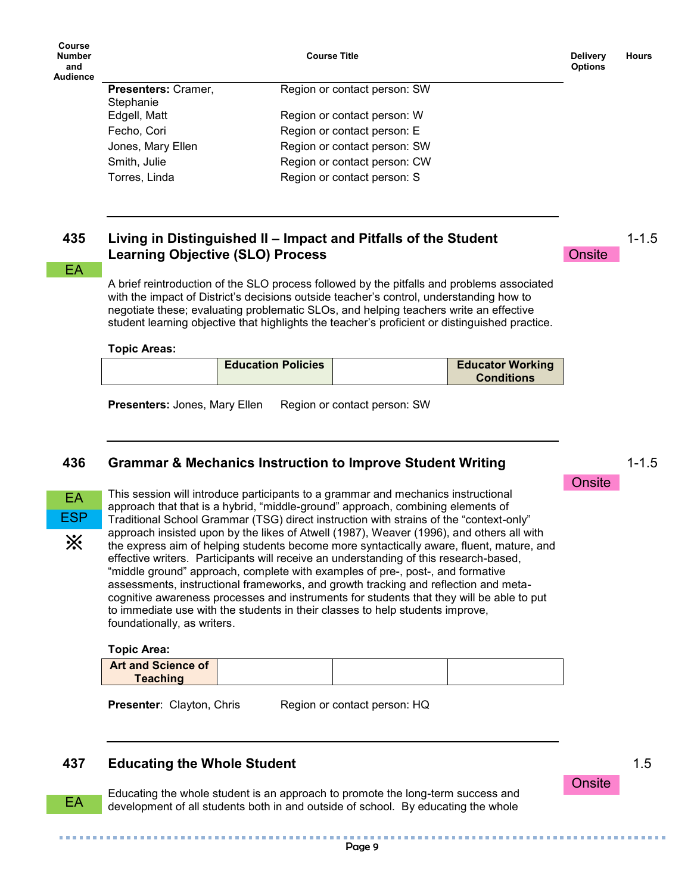| Course Number and Audience | Course Title | | Delivery Options | Hours |
|---|---|---|---|---|

**Presenters:** Cramer, Stephanie — Region or contact person: SW
Edgell, Matt — Region or contact person: W
Fecho, Cori — Region or contact person: E
Jones, Mary Ellen — Region or contact person: SW
Smith, Julie — Region or contact person: CW
Torres, Linda — Region or contact person: S

---

### 435 Living in Distinguished II – Impact and Pitfalls of the Student Learning Objective (SLO) Process

EA

Onsite — 1-1.5

A brief reintroduction of the SLO process followed by the pitfalls and problems associated with the impact of District's decisions outside teacher's control, understanding how to negotiate these; evaluating problematic SLOs, and helping teachers write an effective student learning objective that highlights the teacher's proficient or distinguished practice.

**Topic Areas:**

| | Education Policies | | Educator Working Conditions |
|---|---|---|---|

**Presenters:** Jones, Mary Ellen — Region or contact person: SW

---

### 436 Grammar & Mechanics Instruction to Improve Student Writing

EA
ESP
※

Onsite — 1-1.5

This session will introduce participants to a grammar and mechanics instructional approach that that is a hybrid, "middle-ground" approach, combining elements of Traditional School Grammar (TSG) direct instruction with strains of the "context-only" approach insisted upon by the likes of Atwell (1987), Weaver (1996), and others all with the express aim of helping students become more syntactically aware, fluent, mature, and effective writers. Participants will receive an understanding of this research-based, "middle ground" approach, complete with examples of pre-, post-, and formative assessments, instructional frameworks, and growth tracking and reflection and meta-cognitive awareness processes and instruments for students that they will be able to put to immediate use with the students in their classes to help students improve, foundationally, as writers.

**Topic Area:**

| Art and Science of Teaching | | | |
|---|---|---|---|

**Presenter**: Clayton, Chris — Region or contact person: HQ

---

### 437 Educating the Whole Student

EA

Onsite — 1.5

Educating the whole student is an approach to promote the long-term success and development of all students both in and outside of school. By educating the whole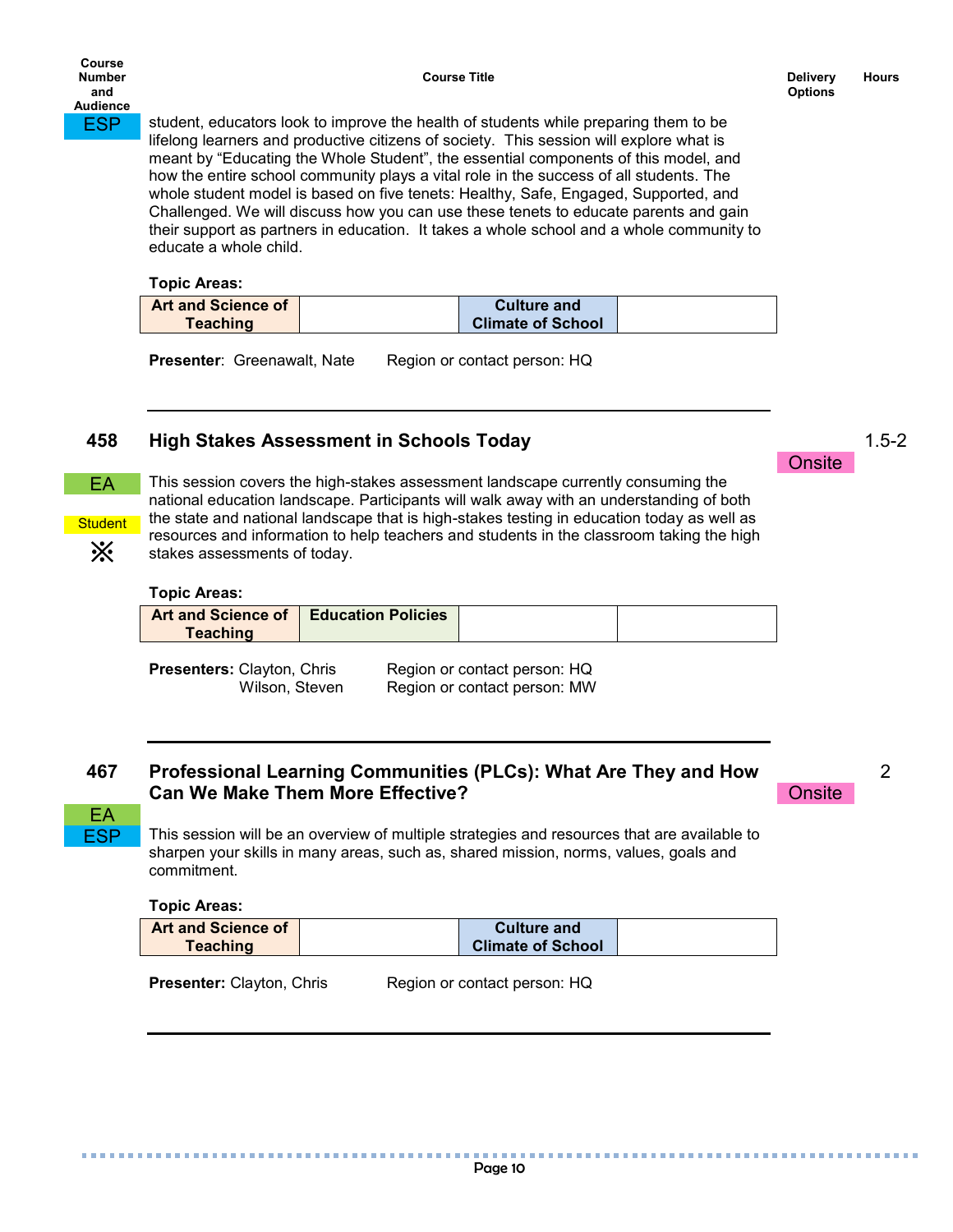| Course Number and Audience | Course Title | Delivery Options | Hours |
|---|---|---|---|

ESP

student, educators look to improve the health of students while preparing them to be lifelong learners and productive citizens of society. This session will explore what is meant by “Educating the Whole Student”, the essential components of this model, and how the entire school community plays a vital role in the success of all students. The whole student model is based on five tenets: Healthy, Safe, Engaged, Supported, and Challenged. We will discuss how you can use these tenets to educate parents and gain their support as partners in education. It takes a whole school and a whole community to educate a whole child.

**Topic Areas:**

| Art and Science of Teaching | | Culture and Climate of School | |
|---|---|---|---|

**Presenter**: Greenawalt, Nate    Region or contact person: HQ

---

## 458 High Stakes Assessment in Schools Today

Delivery: Onsite | Hours: 1.5-2

EA | Student | ※

This session covers the high-stakes assessment landscape currently consuming the national education landscape. Participants will walk away with an understanding of both the state and national landscape that is high-stakes testing in education today as well as resources and information to help teachers and students in the classroom taking the high stakes assessments of today.

**Topic Areas:**

| Art and Science of Teaching | Education Policies | | |
|---|---|---|---|

**Presenters:** Clayton, Chris    Region or contact person: HQ
Wilson, Steven    Region or contact person: MW

---

## 467 Professional Learning Communities (PLCs): What Are They and How Can We Make Them More Effective?

Delivery: Onsite | Hours: 2

EA | ESP

This session will be an overview of multiple strategies and resources that are available to sharpen your skills in many areas, such as, shared mission, norms, values, goals and commitment.

**Topic Areas:**

| Art and Science of Teaching | | Culture and Climate of School | |
|---|---|---|---|

**Presenter:** Clayton, Chris    Region or contact person: HQ

---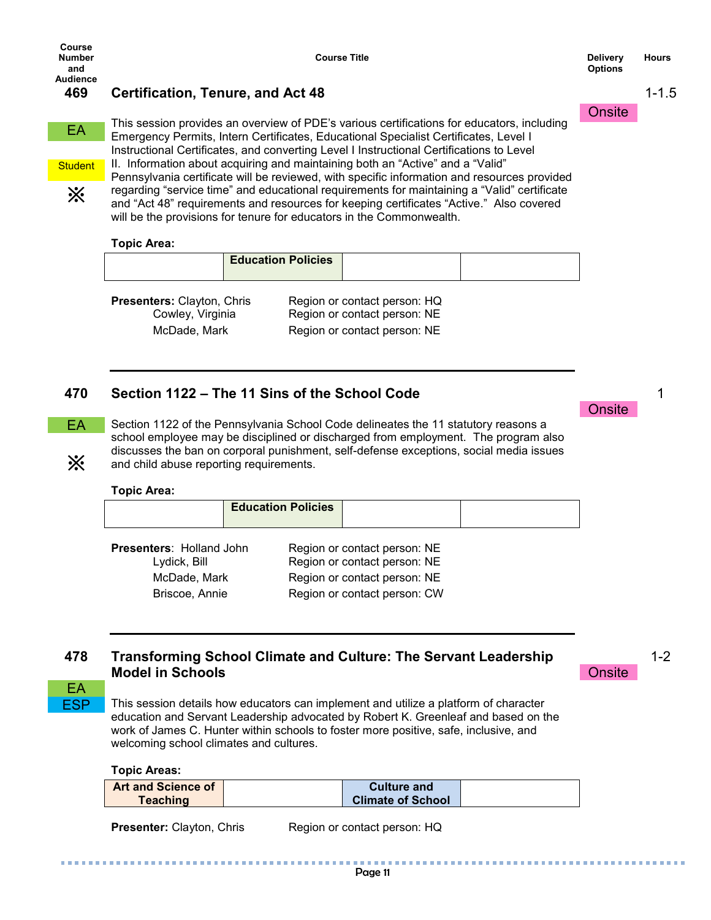| Course Number and Audience | Course Title | Delivery Options | Hours |
|---|---|---|---|

### 469 Certification, Tenure, and Act 48

EA | Student | ※

Onsite | 1-1.5

This session provides an overview of PDE's various certifications for educators, including Emergency Permits, Intern Certificates, Educational Specialist Certificates, Level I Instructional Certificates, and converting Level I Instructional Certifications to Level II. Information about acquiring and maintaining both an "Active" and a "Valid" Pennsylvania certificate will be reviewed, with specific information and resources provided regarding "service time" and educational requirements for maintaining a "Valid" certificate and "Act 48" requirements and resources for keeping certificates "Active." Also covered will be the provisions for tenure for educators in the Commonwealth.

**Topic Area:**

| | | | |
|---|---|---|---|
| | **Education Policies** | | |

**Presenters:**

| Presenter | Region or contact person |
|---|---|
| Clayton, Chris | HQ |
| Cowley, Virginia | NE |
| McDade, Mark | NE |

---

### 470 Section 1122 – The 11 Sins of the School Code

EA | ※

Onsite | 1

Section 1122 of the Pennsylvania School Code delineates the 11 statutory reasons a school employee may be disciplined or discharged from employment. The program also discusses the ban on corporal punishment, self-defense exceptions, social media issues and child abuse reporting requirements.

**Topic Area:**

| | | | |
|---|---|---|---|
| | **Education Policies** | | |

**Presenters:**

| Presenter | Region or contact person |
|---|---|
| Holland John | NE |
| Lydick, Bill | NE |
| McDade, Mark | NE |
| Briscoe, Annie | CW |

---

### 478 Transforming School Climate and Culture: The Servant Leadership Model in Schools

EA | ESP

Onsite | 1-2

This session details how educators can implement and utilize a platform of character education and Servant Leadership advocated by Robert K. Greenleaf and based on the work of James C. Hunter within schools to foster more positive, safe, inclusive, and welcoming school climates and cultures.

**Topic Areas:**

| | | | |
|---|---|---|---|
| **Art and Science of Teaching** | | **Culture and Climate of School** | |

**Presenter:** Clayton, Chris — Region or contact person: HQ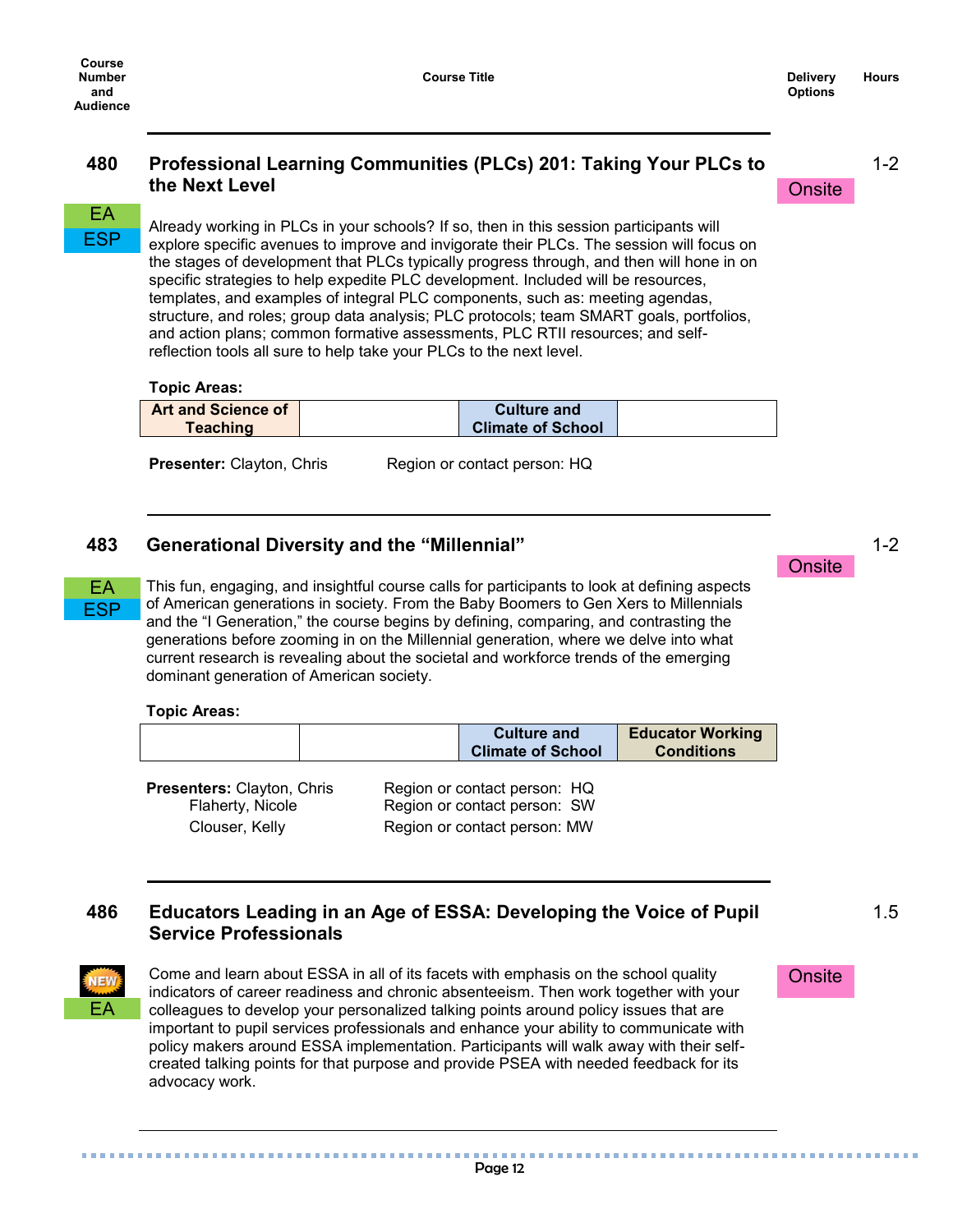| Course Number and Audience | Course Title | Delivery Options | Hours |
|---|---|---|---|

## 480 Professional Learning Communities (PLCs) 201: Taking Your PLCs to the Next Level

**Audience:** EA, ESP | **Delivery Options:** Onsite | **Hours:** 1-2

Already working in PLCs in your schools? If so, then in this session participants will explore specific avenues to improve and invigorate their PLCs. The session will focus on the stages of development that PLCs typically progress through, and then will hone in on specific strategies to help expedite PLC development. Included will be resources, templates, and examples of integral PLC components, such as: meeting agendas, structure, and roles; group data analysis; PLC protocols; team SMART goals, portfolios, and action plans; common formative assessments, PLC RTII resources; and self-reflection tools all sure to help take your PLCs to the next level.

**Topic Areas:**

| Art and Science of Teaching | | Culture and Climate of School | |
|---|---|---|---|

**Presenter:** Clayton, Chris — Region or contact person: HQ

---

## 483 Generational Diversity and the "Millennial"

**Audience:** EA, ESP | **Delivery Options:** Onsite | **Hours:** 1-2

This fun, engaging, and insightful course calls for participants to look at defining aspects of American generations in society. From the Baby Boomers to Gen Xers to Millennials and the "I Generation," the course begins by defining, comparing, and contrasting the generations before zooming in on the Millennial generation, where we delve into what current research is revealing about the societal and workforce trends of the emerging dominant generation of American society.

**Topic Areas:**

| | | Culture and Climate of School | Educator Working Conditions |
|---|---|---|---|

**Presenters:**

- Clayton, Chris — Region or contact person: HQ
- Flaherty, Nicole — Region or contact person: SW
- Clouser, Kelly — Region or contact person: MW

---

## 486 Educators Leading in an Age of ESSA: Developing the Voice of Pupil Service Professionals

**NEW** | **Audience:** EA | **Delivery Options:** Onsite | **Hours:** 1.5

Come and learn about ESSA in all of its facets with emphasis on the school quality indicators of career readiness and chronic absenteeism. Then work together with your colleagues to develop your personalized talking points around policy issues that are important to pupil services professionals and enhance your ability to communicate with policy makers around ESSA implementation. Participants will walk away with their self-created talking points for that purpose and provide PSEA with needed feedback for its advocacy work.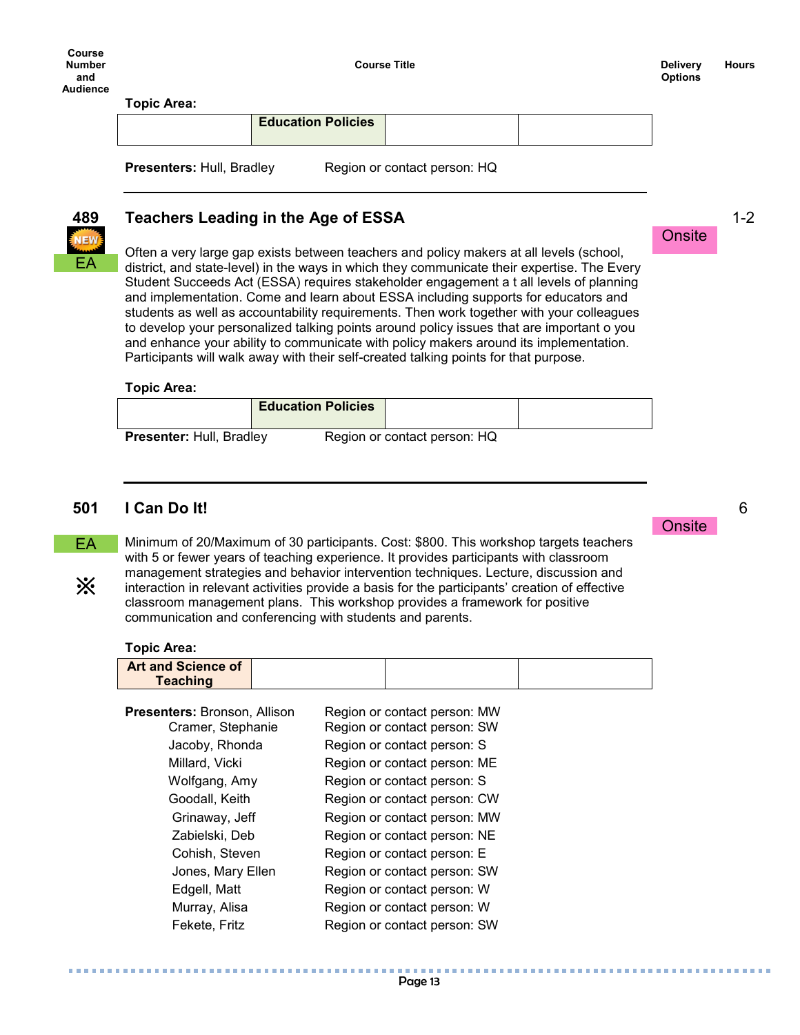| Course Number and Audience | Course Title | Delivery Options | Hours |
|---|---|---|---|

**Topic Area:**

| | Education Policies | | |
|---|---|---|---|

**Presenters:** Hull, Bradley     Region or contact person: HQ

---

**489** NEW EA

## Teachers Leading in the Age of ESSA

Onsite — 1-2

Often a very large gap exists between teachers and policy makers at all levels (school, district, and state-level) in the ways in which they communicate their expertise. The Every Student Succeeds Act (ESSA) requires stakeholder engagement a t all levels of planning and implementation. Come and learn about ESSA including supports for educators and students as well as accountability requirements. Then work together with your colleagues to develop your personalized talking points around policy issues that are important o you and enhance your ability to communicate with policy makers around its implementation. Participants will walk away with their self-created talking points for that purpose.

**Topic Area:**

| | Education Policies | | |
|---|---|---|---|

**Presenter:** Hull, Bradley     Region or contact person: HQ

---

**501** EA ※

## I Can Do It!

Onsite — 6

Minimum of 20/Maximum of 30 participants. Cost: $800. This workshop targets teachers with 5 or fewer years of teaching experience. It provides participants with classroom management strategies and behavior intervention techniques. Lecture, discussion and interaction in relevant activities provide a basis for the participants' creation of effective classroom management plans. This workshop provides a framework for positive communication and conferencing with students and parents.

**Topic Area:**

| Art and Science of Teaching | | | |
|---|---|---|---|

**Presenters:**

| Presenter | Region or contact person |
|---|---|
| Bronson, Allison | Region or contact person: MW |
| Cramer, Stephanie | Region or contact person: SW |
| Jacoby, Rhonda | Region or contact person: S |
| Millard, Vicki | Region or contact person: ME |
| Wolfgang, Amy | Region or contact person: S |
| Goodall, Keith | Region or contact person: CW |
| Grinaway, Jeff | Region or contact person: MW |
| Zabielski, Deb | Region or contact person: NE |
| Cohish, Steven | Region or contact person: E |
| Jones, Mary Ellen | Region or contact person: SW |
| Edgell, Matt | Region or contact person: W |
| Murray, Alisa | Region or contact person: W |
| Fekete, Fritz | Region or contact person: SW |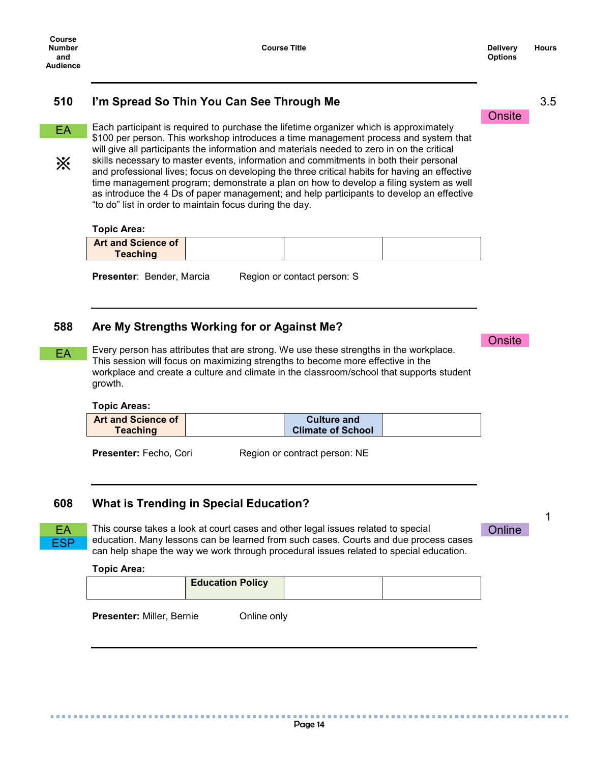| Course Number and Audience | Course Title | Delivery Options | Hours |
|---|---|---|---|

## 510 I'm Spread So Thin You Can See Through Me

**Audience:** EA ※
**Delivery Options:** Onsite
**Hours:** 3.5

Each participant is required to purchase the lifetime organizer which is approximately $100 per person. This workshop introduces a time management process and system that will give all participants the information and materials needed to zero in on the critical skills necessary to master events, information and commitments in both their personal and professional lives; focus on developing the three critical habits for having an effective time management program; demonstrate a plan on how to develop a filing system as well as introduce the 4 Ds of paper management; and help participants to develop an effective "to do" list in order to maintain focus during the day.

**Topic Area:**

| Art and Science of Teaching | | | |
|---|---|---|---|

**Presenter**: Bender, Marcia Region or contact person: S

---

## 588 Are My Strengths Working for or Against Me?

**Audience:** EA
**Delivery Options:** Onsite

Every person has attributes that are strong. We use these strengths in the workplace. This session will focus on maximizing strengths to become more effective in the workplace and create a culture and climate in the classroom/school that supports student growth.

**Topic Areas:**

| Art and Science of Teaching | | Culture and Climate of School | |
|---|---|---|---|

**Presenter:** Fecho, Cori Region or contract person: NE

---

## 608 What is Trending in Special Education?

**Audience:** EA, ESP
**Delivery Options:** Online
**Hours:** 1

This course takes a look at court cases and other legal issues related to special education. Many lessons can be learned from such cases. Courts and due process cases can help shape the way we work through procedural issues related to special education.

**Topic Area:**

| | Education Policy | | |
|---|---|---|---|

**Presenter:** Miller, Bernie Online only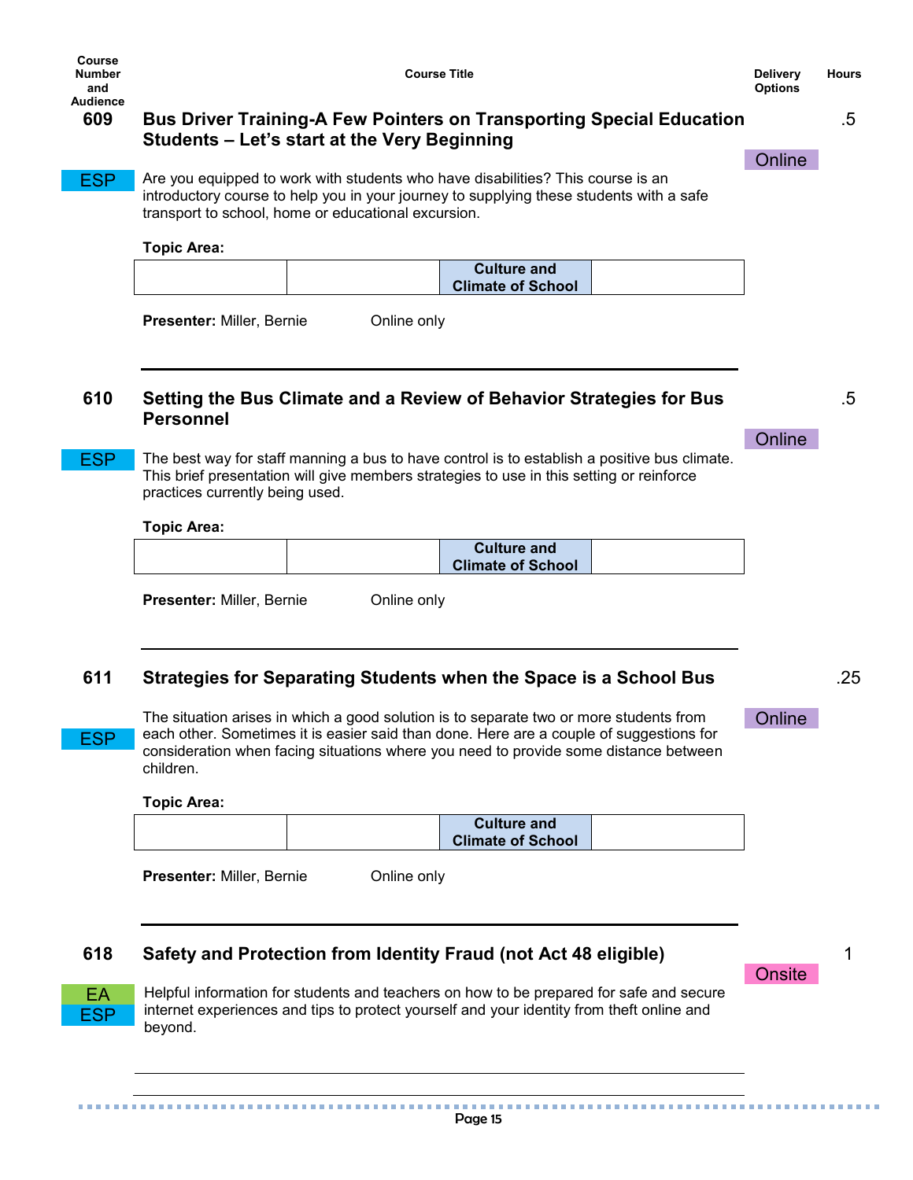| Course Number and Audience | Course Title | Delivery Options | Hours |
|---|---|---|---|

## 609 Bus Driver Training-A Few Pointers on Transporting Special Education Students – Let's start at the Very Beginning

**Hours:** .5 | **Delivery:** Online

ESP

Are you equipped to work with students who have disabilities? This course is an introductory course to help you in your journey to supplying these students with a safe transport to school, home or educational excursion.

**Topic Area:**

| | | | |
|---|---|---|---|
| | | **Culture and Climate of School** | |

**Presenter:** Miller, Bernie Online only

---

## 610 Setting the Bus Climate and a Review of Behavior Strategies for Bus Personnel

**Hours:** .5 | **Delivery:** Online

ESP

The best way for staff manning a bus to have control is to establish a positive bus climate. This brief presentation will give members strategies to use in this setting or reinforce practices currently being used.

**Topic Area:**

| | | | |
|---|---|---|---|
| | | **Culture and Climate of School** | |

**Presenter:** Miller, Bernie Online only

---

## 611 Strategies for Separating Students when the Space is a School Bus

**Hours:** .25 | **Delivery:** Online

ESP

The situation arises in which a good solution is to separate two or more students from each other. Sometimes it is easier said than done. Here are a couple of suggestions for consideration when facing situations where you need to provide some distance between children.

**Topic Area:**

| | | | |
|---|---|---|---|
| | | **Culture and Climate of School** | |

**Presenter:** Miller, Bernie Online only

---

## 618 Safety and Protection from Identity Fraud (not Act 48 eligible)

**Hours:** 1 | **Delivery:** Onsite

EA
ESP

Helpful information for students and teachers on how to be prepared for safe and secure internet experiences and tips to protect yourself and your identity from theft online and beyond.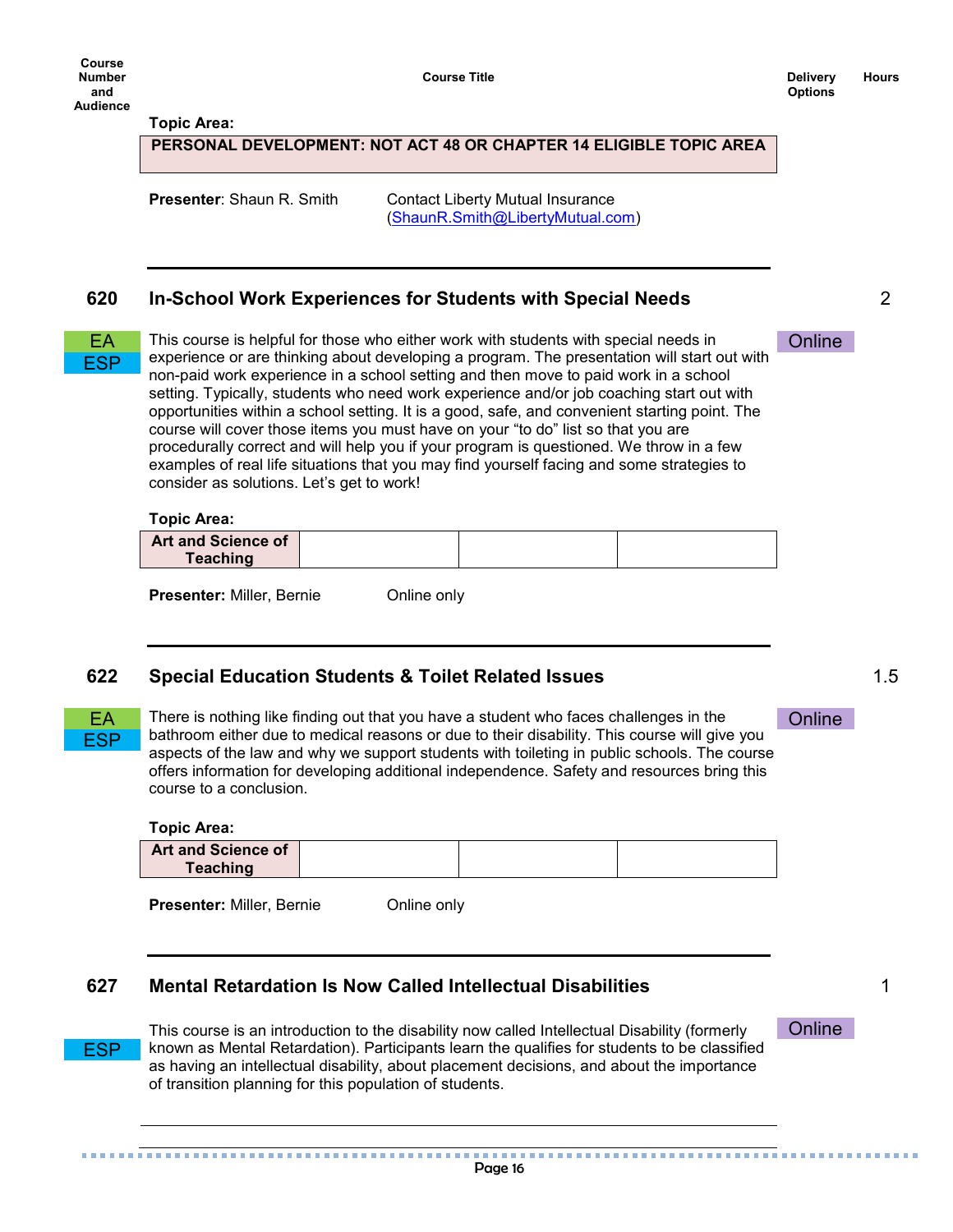| Course Number and Audience | Course Title | Delivery Options | Hours |
|---|---|---|---|

**Topic Area:**

| PERSONAL DEVELOPMENT: NOT ACT 48 OR CHAPTER 14 ELIGIBLE TOPIC AREA |
|---|

**Presenter**: Shaun R. Smith — Contact Liberty Mutual Insurance (ShaunR.Smith@LibertyMutual.com)

---

## 620 In-School Work Experiences for Students with Special Needs — 2

EA ESP — Online

This course is helpful for those who either work with students with special needs in experience or are thinking about developing a program. The presentation will start out with non-paid work experience in a school setting and then move to paid work in a school setting. Typically, students who need work experience and/or job coaching start out with opportunities within a school setting. It is a good, safe, and convenient starting point. The course will cover those items you must have on your "to do" list so that you are procedurally correct and will help you if your program is questioned. We throw in a few examples of real life situations that you may find yourself facing and some strategies to consider as solutions. Let's get to work!

**Topic Area:**

| Art and Science of Teaching | | | |
|---|---|---|---|

**Presenter:** Miller, Bernie — Online only

---

## 622 Special Education Students & Toilet Related Issues — 1.5

EA ESP — Online

There is nothing like finding out that you have a student who faces challenges in the bathroom either due to medical reasons or due to their disability. This course will give you aspects of the law and why we support students with toileting in public schools. The course offers information for developing additional independence. Safety and resources bring this course to a conclusion.

**Topic Area:**

| Art and Science of Teaching | | | |
|---|---|---|---|

**Presenter:** Miller, Bernie — Online only

---

## 627 Mental Retardation Is Now Called Intellectual Disabilities — 1

ESP — Online

This course is an introduction to the disability now called Intellectual Disability (formerly known as Mental Retardation). Participants learn the qualifies for students to be classified as having an intellectual disability, about placement decisions, and about the importance of transition planning for this population of students.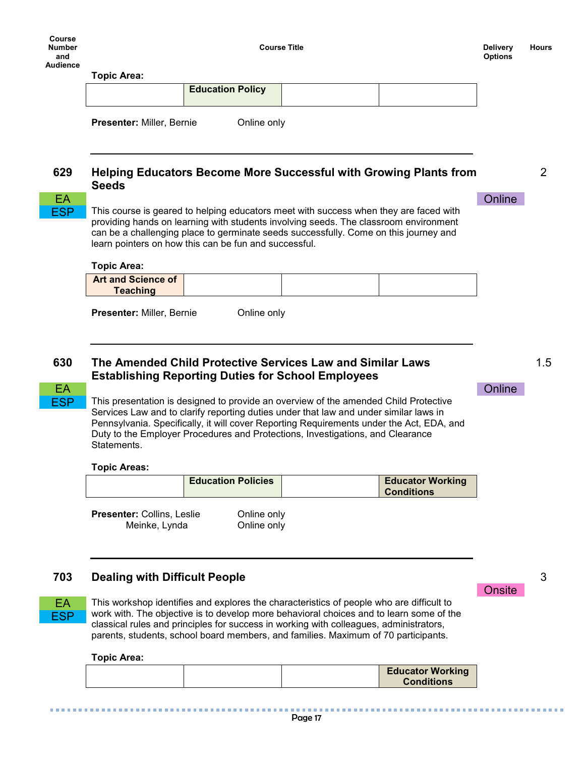| Course Number and Audience | Course Title | Delivery Options | Hours |
|---|---|---|---|

**Topic Area:**

| | | | |
|---|---|---|---|
| | Education Policy | | |

**Presenter:** Miller, Bernie — Online only

---

### 629 — Helping Educators Become More Successful with Growing Plants from Seeds

**Audience:** EA, ESP
**Delivery Options:** Online
**Hours:** 2

This course is geared to helping educators meet with success when they are faced with providing hands on learning with students involving seeds. The classroom environment can be a challenging place to germinate seeds successfully. Come on this journey and learn pointers on how this can be fun and successful.

**Topic Area:**

| | | | |
|---|---|---|---|
| Art and Science of Teaching | | | |

**Presenter:** Miller, Bernie — Online only

---

### 630 — The Amended Child Protective Services Law and Similar Laws Establishing Reporting Duties for School Employees

**Audience:** EA, ESP
**Delivery Options:** Online
**Hours:** 1.5

This presentation is designed to provide an overview of the amended Child Protective Services Law and to clarify reporting duties under that law and under similar laws in Pennsylvania. Specifically, it will cover Reporting Requirements under the Act, EDA, and Duty to the Employer Procedures and Protections, Investigations, and Clearance Statements.

**Topic Areas:**

| | | | |
|---|---|---|---|
| | Education Policies | | Educator Working Conditions |

**Presenter:** Collins, Leslie — Online only
Meinke, Lynda — Online only

---

### 703 — Dealing with Difficult People

**Audience:** EA, ESP
**Delivery Options:** Onsite
**Hours:** 3

This workshop identifies and explores the characteristics of people who are difficult to work with. The objective is to develop more behavioral choices and to learn some of the classical rules and principles for success in working with colleagues, administrators, parents, students, school board members, and families. Maximum of 70 participants.

**Topic Area:**

| | | | |
|---|---|---|---|
| | | | Educator Working Conditions |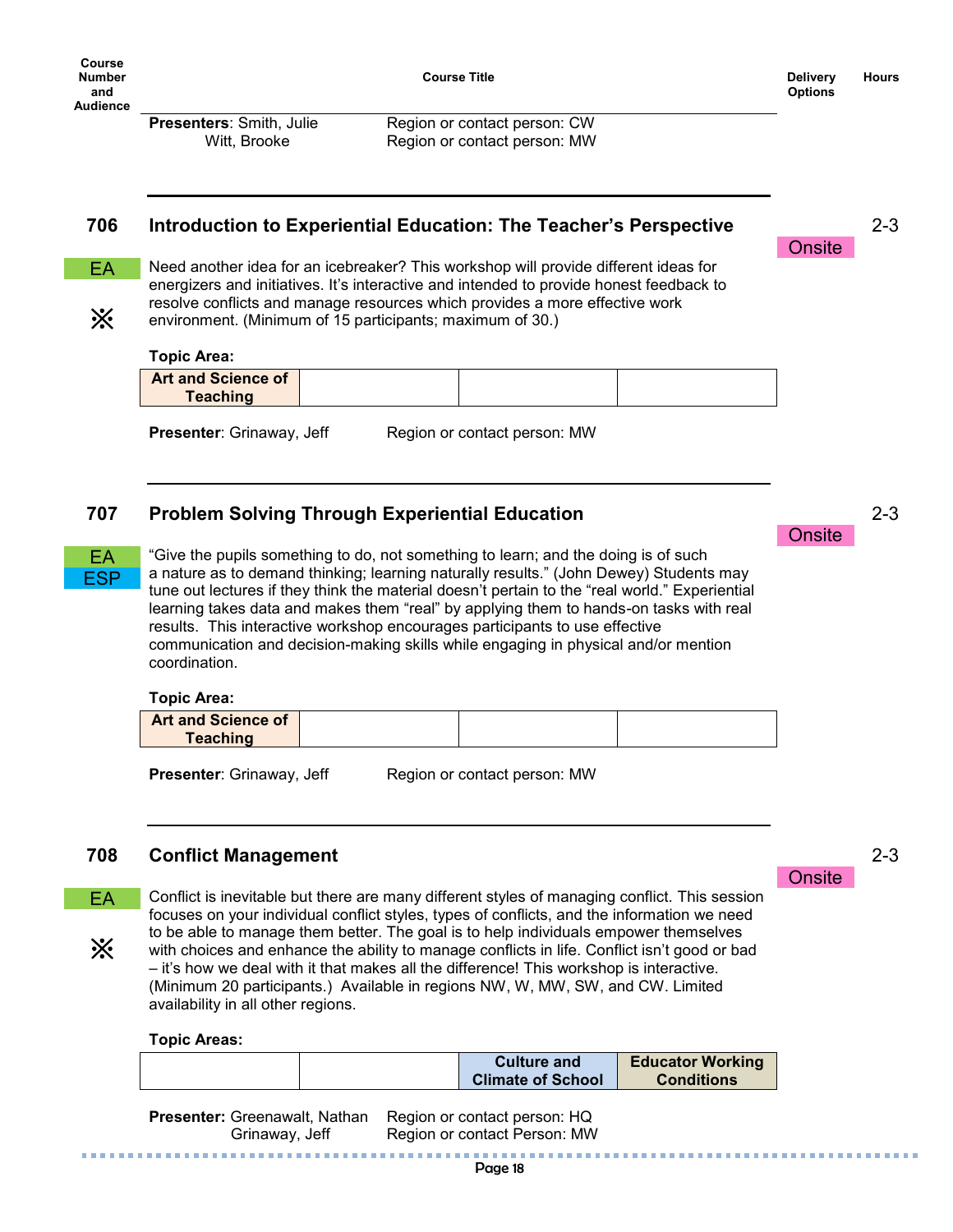| Course Number and Audience | Course Title | Delivery Options | Hours |
|---|---|---|---|

**Presenters**: Smith, Julie — Region or contact person: CW
Witt, Brooke — Region or contact person: MW

---

## 706 Introduction to Experiential Education: The Teacher's Perspective

**Delivery Options:** Onsite | **Hours:** 2-3

**Audience:** EA ※

Need another idea for an icebreaker? This workshop will provide different ideas for energizers and initiatives. It's interactive and intended to provide honest feedback to resolve conflicts and manage resources which provides a more effective work environment. (Minimum of 15 participants; maximum of 30.)

**Topic Area:**

| Art and Science of Teaching | | | |
|---|---|---|---|

**Presenter**: Grinaway, Jeff — Region or contact person: MW

---

## 707 Problem Solving Through Experiential Education

**Delivery Options:** Onsite | **Hours:** 2-3

**Audience:** EA, ESP

"Give the pupils something to do, not something to learn; and the doing is of such a nature as to demand thinking; learning naturally results." (John Dewey) Students may tune out lectures if they think the material doesn't pertain to the "real world." Experiential learning takes data and makes them "real" by applying them to hands-on tasks with real results. This interactive workshop encourages participants to use effective communication and decision-making skills while engaging in physical and/or mention coordination.

**Topic Area:**

| Art and Science of Teaching | | | |
|---|---|---|---|

**Presenter**: Grinaway, Jeff — Region or contact person: MW

---

## 708 Conflict Management

**Delivery Options:** Onsite | **Hours:** 2-3

**Audience:** EA ※

Conflict is inevitable but there are many different styles of managing conflict. This session focuses on your individual conflict styles, types of conflicts, and the information we need to be able to manage them better. The goal is to help individuals empower themselves with choices and enhance the ability to manage conflicts in life. Conflict isn't good or bad – it's how we deal with it that makes all the difference! This workshop is interactive. (Minimum 20 participants.) Available in regions NW, W, MW, SW, and CW. Limited availability in all other regions.

**Topic Areas:**

| | | Culture and Climate of School | Educator Working Conditions |
|---|---|---|---|

**Presenter:** Greenawalt, Nathan — Region or contact person: HQ
Grinaway, Jeff — Region or contact Person: MW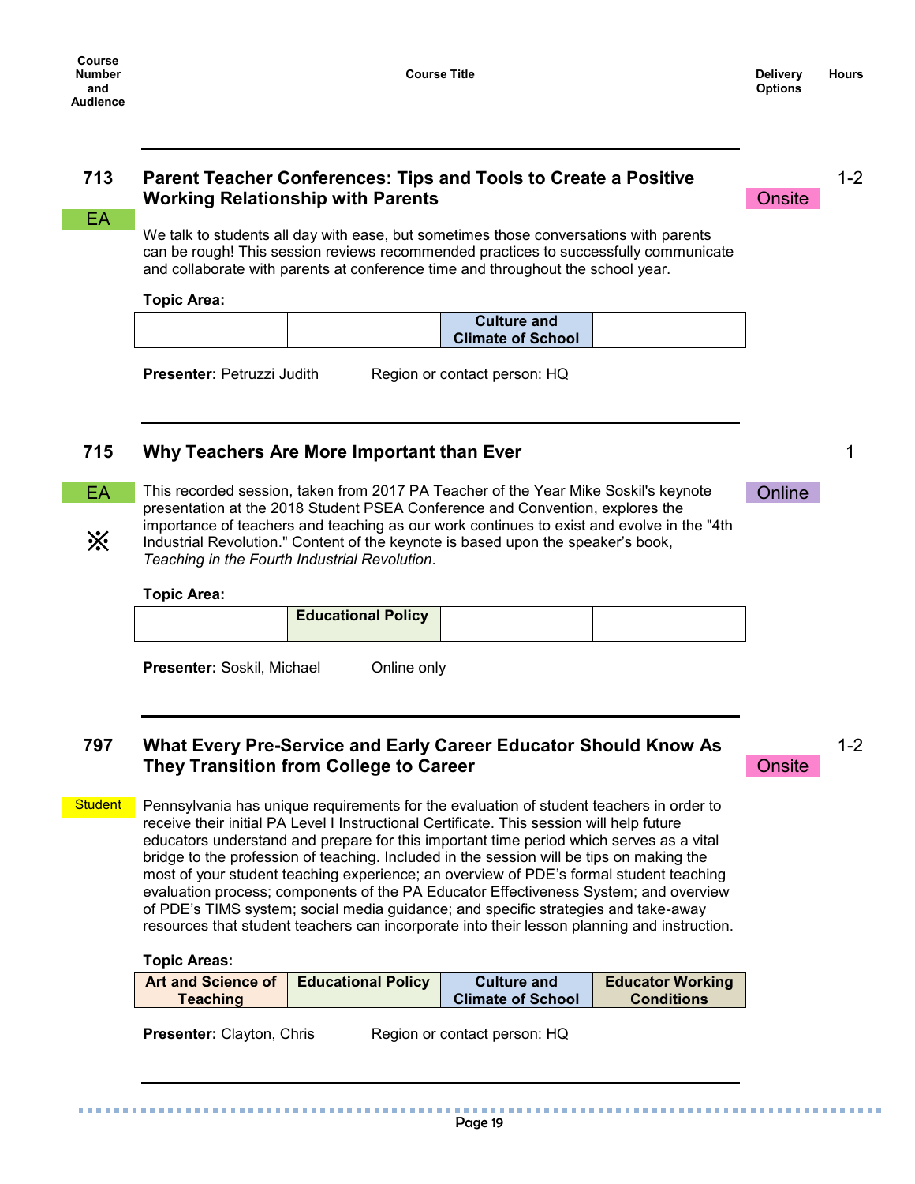| Course Number and Audience | Course Title | Delivery Options | Hours |
|---|---|---|---|

## 713 Parent Teacher Conferences: Tips and Tools to Create a Positive Working Relationship with Parents

EA | Onsite | 1-2

We talk to students all day with ease, but sometimes those conversations with parents can be rough! This session reviews recommended practices to successfully communicate and collaborate with parents at conference time and throughout the school year.

**Topic Area:**

| | | | |
|---|---|---|---|
| | | Culture and Climate of School | |

**Presenter:** Petruzzi Judith  Region or contact person: HQ

---

## 715 Why Teachers Are More Important than Ever

EA ※ | Online | 1

This recorded session, taken from 2017 PA Teacher of the Year Mike Soskil's keynote presentation at the 2018 Student PSEA Conference and Convention, explores the importance of teachers and teaching as our work continues to exist and evolve in the "4th Industrial Revolution." Content of the keynote is based upon the speaker's book, *Teaching in the Fourth Industrial Revolution*.

**Topic Area:**

| | | | |
|---|---|---|---|
| | Educational Policy | | |

**Presenter:** Soskil, Michael  Online only

---

## 797 What Every Pre-Service and Early Career Educator Should Know As They Transition from College to Career

Student | Onsite | 1-2

Pennsylvania has unique requirements for the evaluation of student teachers in order to receive their initial PA Level I Instructional Certificate. This session will help future educators understand and prepare for this important time period which serves as a vital bridge to the profession of teaching. Included in the session will be tips on making the most of your student teaching experience; an overview of PDE's formal student teaching evaluation process; components of the PA Educator Effectiveness System; and overview of PDE's TIMS system; social media guidance; and specific strategies and take-away resources that student teachers can incorporate into their lesson planning and instruction.

**Topic Areas:**

| | | | |
|---|---|---|---|
| Art and Science of Teaching | Educational Policy | Culture and Climate of School | Educator Working Conditions |

**Presenter:** Clayton, Chris  Region or contact person: HQ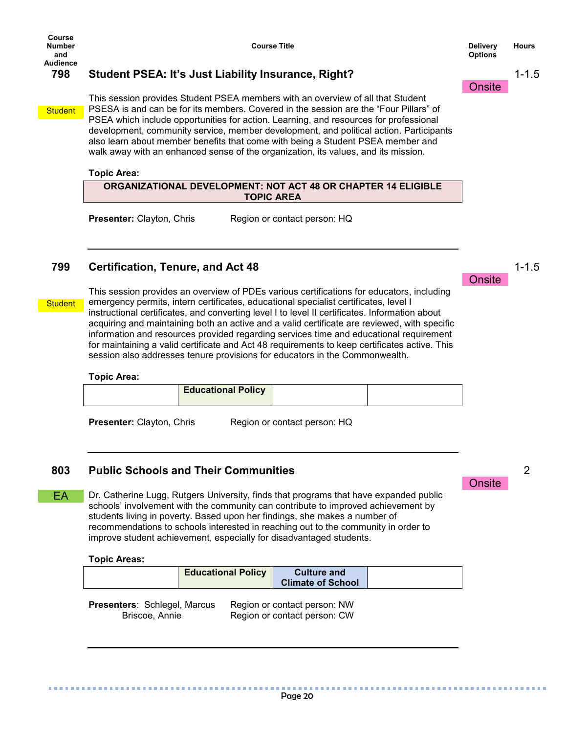| Course Number and Audience | Course Title | Delivery Options | Hours |
|---|---|---|---|

## 798 Student PSEA: It's Just Liability Insurance, Right?

**Audience:** Student | **Delivery Options:** Onsite | **Hours:** 1-1.5

This session provides Student PSEA members with an overview of all that Student PSESA is and can be for its members. Covered in the session are the "Four Pillars" of PSEA which include opportunities for action. Learning, and resources for professional development, community service, member development, and political action. Participants also learn about member benefits that come with being a Student PSEA member and walk away with an enhanced sense of the organization, its values, and its mission.

**Topic Area:**

| ORGANIZATIONAL DEVELOPMENT: NOT ACT 48 OR CHAPTER 14 ELIGIBLE TOPIC AREA |
|---|

**Presenter:** Clayton, Chris    Region or contact person: HQ

---

## 799 Certification, Tenure, and Act 48

**Audience:** Student | **Delivery Options:** Onsite | **Hours:** 1-1.5

This session provides an overview of PDEs various certifications for educators, including emergency permits, intern certificates, educational specialist certificates, level I instructional certificates, and converting level I to level II certificates. Information about acquiring and maintaining both an active and a valid certificate are reviewed, with specific information and resources provided regarding services time and educational requirement for maintaining a valid certificate and Act 48 requirements to keep certificates active. This session also addresses tenure provisions for educators in the Commonwealth.

**Topic Area:**

| | Educational Policy | | |
|---|---|---|---|

**Presenter:** Clayton, Chris    Region or contact person: HQ

---

## 803 Public Schools and Their Communities

**Audience:** EA | **Delivery Options:** Onsite | **Hours:** 2

Dr. Catherine Lugg, Rutgers University, finds that programs that have expanded public schools' involvement with the community can contribute to improved achievement by students living in poverty. Based upon her findings, she makes a number of recommendations to schools interested in reaching out to the community in order to improve student achievement, especially for disadvantaged students.

**Topic Areas:**

| | Educational Policy | Culture and Climate of School | |
|---|---|---|---|

**Presenters**: Schlegel, Marcus    Region or contact person: NW
Briscoe, Annie    Region or contact person: CW

---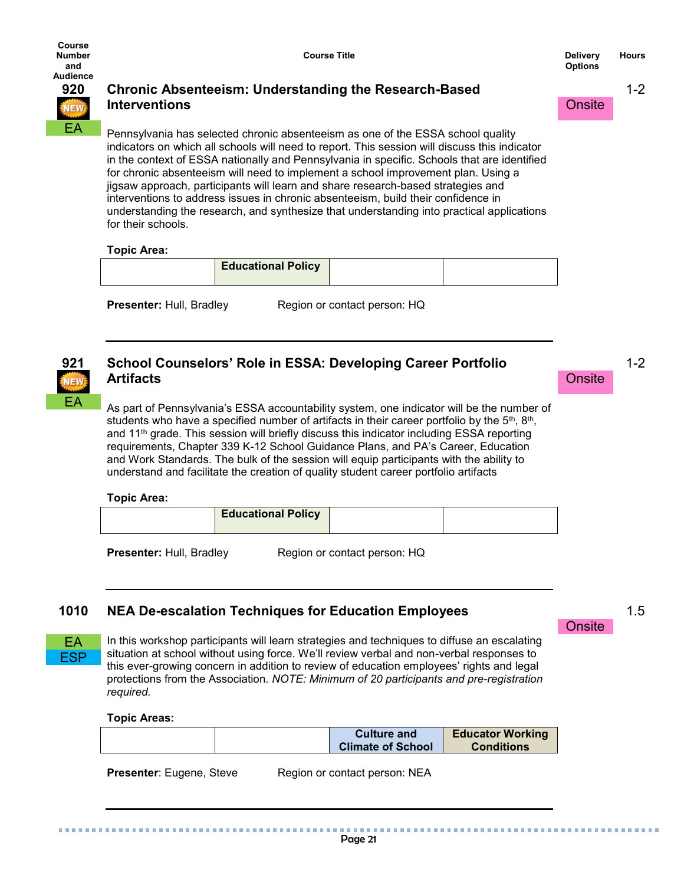| Course Number and Audience | Course Title | Delivery Options | Hours |
|---|---|---|---|

## 920 — Chronic Absenteeism: Understanding the Research-Based Interventions

**NEW** | **EA** | Delivery: Onsite | Hours: 1-2

Pennsylvania has selected chronic absenteeism as one of the ESSA school quality indicators on which all schools will need to report. This session will discuss this indicator in the context of ESSA nationally and Pennsylvania in specific. Schools that are identified for chronic absenteeism will need to implement a school improvement plan. Using a jigsaw approach, participants will learn and share research-based strategies and interventions to address issues in chronic absenteeism, build their confidence in understanding the research, and synthesize that understanding into practical applications for their schools.

**Topic Area:**

| | | | |
|---|---|---|---|
| | Educational Policy | | |

**Presenter:** Hull, Bradley    Region or contact person: HQ

---

## 921 — School Counselors' Role in ESSA: Developing Career Portfolio Artifacts

**NEW** | **EA** | Delivery: Onsite | Hours: 1-2

As part of Pennsylvania's ESSA accountability system, one indicator will be the number of students who have a specified number of artifacts in their career portfolio by the 5th, 8th, and 11th grade. This session will briefly discuss this indicator including ESSA reporting requirements, Chapter 339 K-12 School Guidance Plans, and PA's Career, Education and Work Standards. The bulk of the session will equip participants with the ability to understand and facilitate the creation of quality student career portfolio artifacts

**Topic Area:**

| | | | |
|---|---|---|---|
| | Educational Policy | | |

**Presenter:** Hull, Bradley    Region or contact person: HQ

---

## 1010 — NEA De-escalation Techniques for Education Employees

**EA** | **ESP** | Delivery: Onsite | Hours: 1.5

In this workshop participants will learn strategies and techniques to diffuse an escalating situation at school without using force. We'll review verbal and non-verbal responses to this ever-growing concern in addition to review of education employees' rights and legal protections from the Association. *NOTE: Minimum of 20 participants and pre-registration required.*

**Topic Areas:**

| | | | |
|---|---|---|---|
| | | Culture and Climate of School | Educator Working Conditions |

**Presenter**: Eugene, Steve    Region or contact person: NEA

---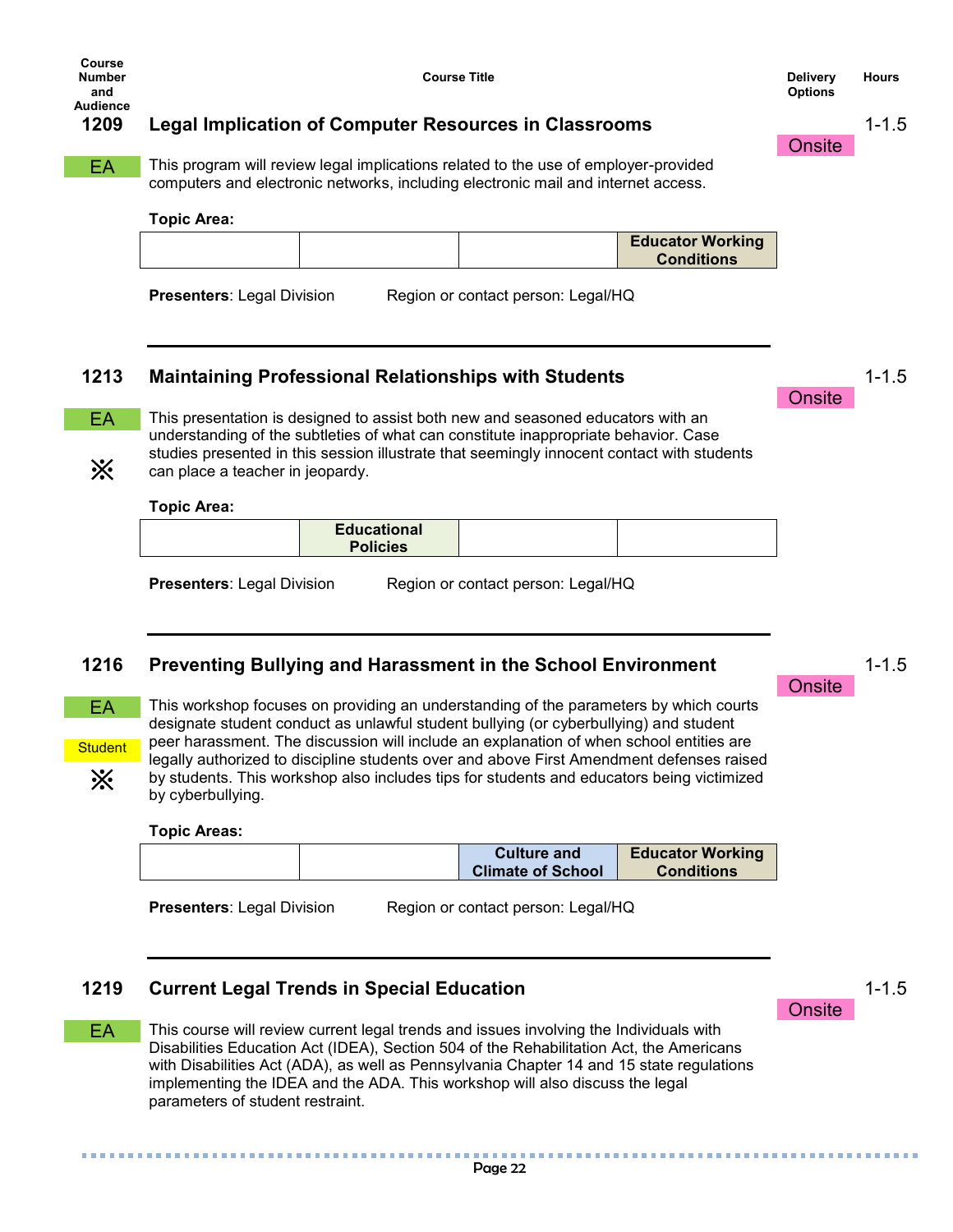| Course Number and Audience | Course Title | Delivery Options | Hours |
|---|---|---|---|

## 1209 Legal Implication of Computer Resources in Classrooms

**EA** | **Onsite** | 1-1.5

This program will review legal implications related to the use of employer-provided computers and electronic networks, including electronic mail and internet access.

**Topic Area:**

| | | | |
|---|---|---|---|
| | | | **Educator Working Conditions** |

**Presenters**: Legal Division  Region or contact person: Legal/HQ

---

## 1213 Maintaining Professional Relationships with Students

**EA** ※ | **Onsite** | 1-1.5

This presentation is designed to assist both new and seasoned educators with an understanding of the subtleties of what can constitute inappropriate behavior. Case studies presented in this session illustrate that seemingly innocent contact with students can place a teacher in jeopardy.

**Topic Area:**

| | | | |
|---|---|---|---|
| | **Educational Policies** | | |

**Presenters**: Legal Division  Region or contact person: Legal/HQ

---

## 1216 Preventing Bullying and Harassment in the School Environment

**EA** **Student** ※ | **Onsite** | 1-1.5

This workshop focuses on providing an understanding of the parameters by which courts designate student conduct as unlawful student bullying (or cyberbullying) and student peer harassment. The discussion will include an explanation of when school entities are legally authorized to discipline students over and above First Amendment defenses raised by students. This workshop also includes tips for students and educators being victimized by cyberbullying.

**Topic Areas:**

| | | | |
|---|---|---|---|
| | | **Culture and Climate of School** | **Educator Working Conditions** |

**Presenters**: Legal Division  Region or contact person: Legal/HQ

---

## 1219 Current Legal Trends in Special Education

**EA** | **Onsite** | 1-1.5

This course will review current legal trends and issues involving the Individuals with Disabilities Education Act (IDEA), Section 504 of the Rehabilitation Act, the Americans with Disabilities Act (ADA), as well as Pennsylvania Chapter 14 and 15 state regulations implementing the IDEA and the ADA. This workshop will also discuss the legal parameters of student restraint.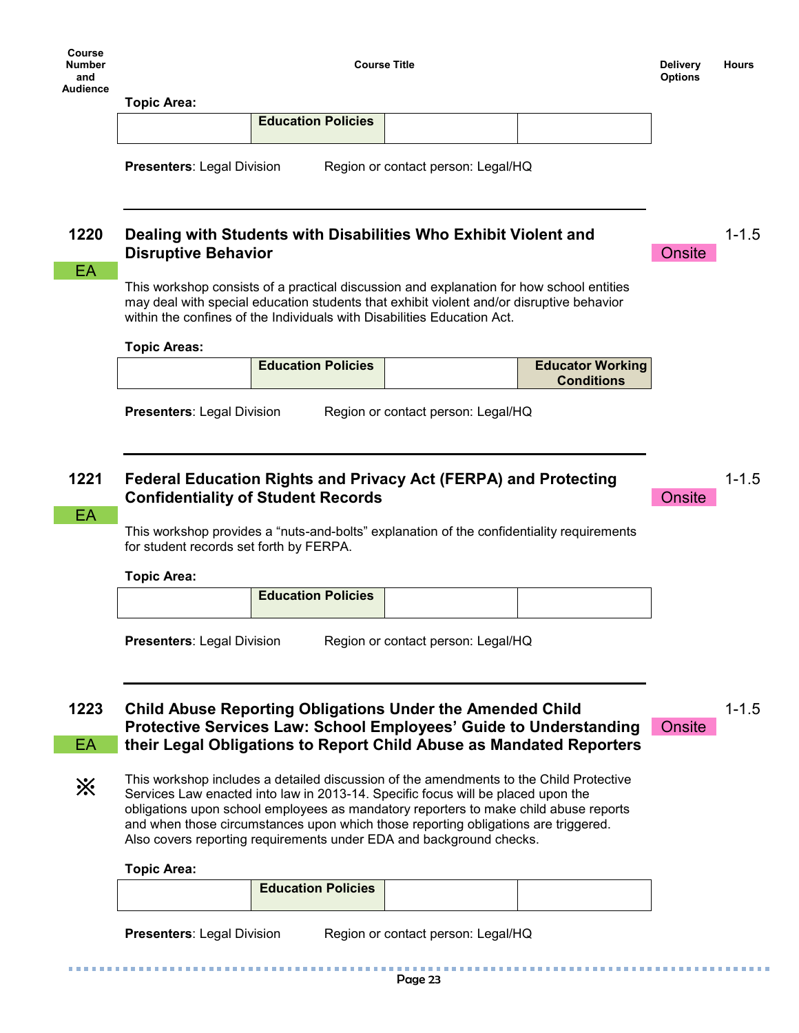| Course Number and Audience | Course Title | Delivery Options | Hours |
|---|---|---|---|

**Topic Area:**

| | Education Policies | | |
|---|---|---|---|

**Presenters**: Legal Division  Region or contact person: Legal/HQ

---

### 1220 Dealing with Students with Disabilities Who Exhibit Violent and Disruptive Behavior

EA | Onsite | 1-1.5

This workshop consists of a practical discussion and explanation for how school entities may deal with special education students that exhibit violent and/or disruptive behavior within the confines of the Individuals with Disabilities Education Act.

**Topic Areas:**

| | Education Policies | | Educator Working Conditions |
|---|---|---|---|

**Presenters**: Legal Division  Region or contact person: Legal/HQ

---

### 1221 Federal Education Rights and Privacy Act (FERPA) and Protecting Confidentiality of Student Records

EA | Onsite | 1-1.5

This workshop provides a "nuts-and-bolts" explanation of the confidentiality requirements for student records set forth by FERPA.

**Topic Area:**

| | Education Policies | | |
|---|---|---|---|

**Presenters**: Legal Division  Region or contact person: Legal/HQ

---

### 1223 Child Abuse Reporting Obligations Under the Amended Child Protective Services Law: School Employees' Guide to Understanding their Legal Obligations to Report Child Abuse as Mandated Reporters

EA | Onsite | 1-1.5

※

This workshop includes a detailed discussion of the amendments to the Child Protective Services Law enacted into law in 2013-14. Specific focus will be placed upon the obligations upon school employees as mandatory reporters to make child abuse reports and when those circumstances upon which those reporting obligations are triggered. Also covers reporting requirements under EDA and background checks.

**Topic Area:**

| | Education Policies | | |
|---|---|---|---|

**Presenters**: Legal Division  Region or contact person: Legal/HQ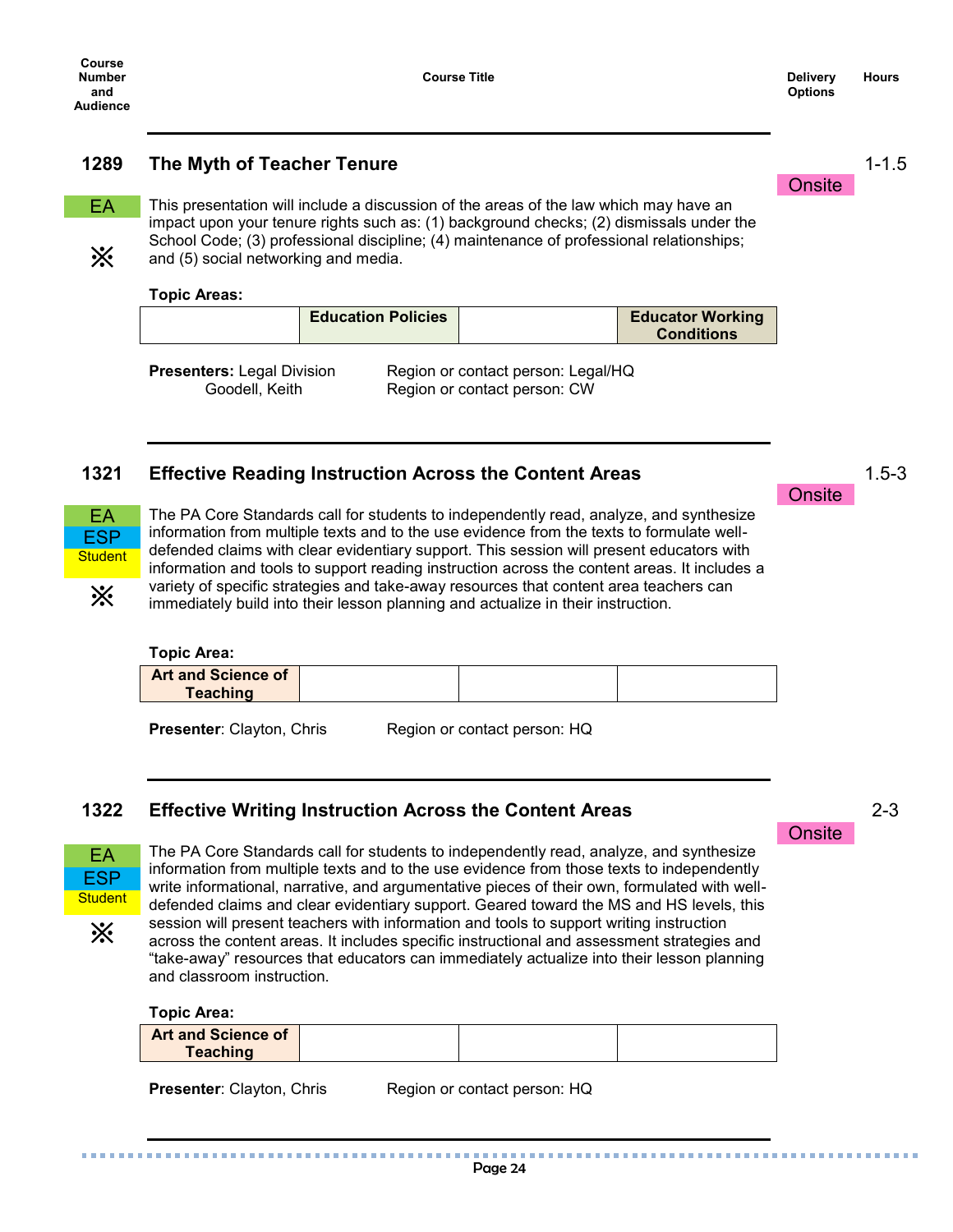| Course Number and Audience | Course Title | Delivery Options | Hours |
|---|---|---|---|

## 1289 The Myth of Teacher Tenure

**Delivery:** Onsite | **Hours:** 1-1.5

**Audience:** EA ※

This presentation will include a discussion of the areas of the law which may have an impact upon your tenure rights such as: (1) background checks; (2) dismissals under the School Code; (3) professional discipline; (4) maintenance of professional relationships; and (5) social networking and media.

**Topic Areas:**

| | | | |
|---|---|---|---|
| | **Education Policies** | | **Educator Working Conditions** |

**Presenters:** Legal Division — Region or contact person: Legal/HQ
Goodell, Keith — Region or contact person: CW

---

## 1321 Effective Reading Instruction Across the Content Areas

**Delivery:** Onsite | **Hours:** 1.5-3

**Audience:** EA, ESP, Student ※

The PA Core Standards call for students to independently read, analyze, and synthesize information from multiple texts and to the use evidence from the texts to formulate well-defended claims with clear evidentiary support. This session will present educators with information and tools to support reading instruction across the content areas. It includes a variety of specific strategies and take-away resources that content area teachers can immediately build into their lesson planning and actualize in their instruction.

**Topic Area:**

| | | | |
|---|---|---|---|
| **Art and Science of Teaching** | | | |

**Presenter**: Clayton, Chris — Region or contact person: HQ

---

## 1322 Effective Writing Instruction Across the Content Areas

**Delivery:** Onsite | **Hours:** 2-3

**Audience:** EA, ESP, Student ※

The PA Core Standards call for students to independently read, analyze, and synthesize information from multiple texts and to the use evidence from those texts to independently write informational, narrative, and argumentative pieces of their own, formulated with well-defended claims and clear evidentiary support. Geared toward the MS and HS levels, this session will present teachers with information and tools to support writing instruction across the content areas. It includes specific instructional and assessment strategies and "take-away" resources that educators can immediately actualize into their lesson planning and classroom instruction.

**Topic Area:**

| | | | |
|---|---|---|---|
| **Art and Science of Teaching** | | | |

**Presenter**: Clayton, Chris — Region or contact person: HQ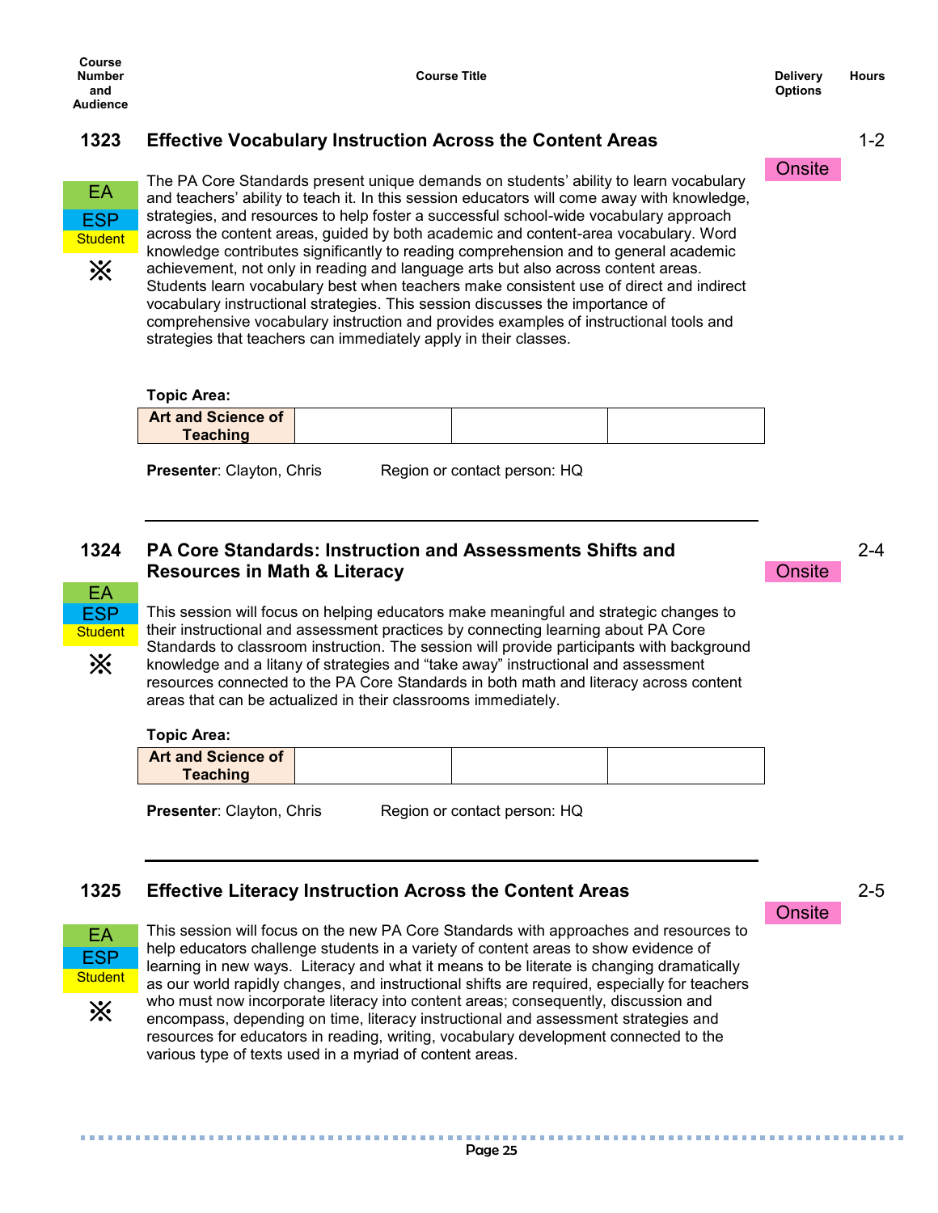| Course Number and Audience | Course Title | Delivery Options | Hours |
|---|---|---|---|

## 1323 Effective Vocabulary Instruction Across the Content Areas

**Hours:** 1-2

**Delivery Options:** Onsite

EA
ESP
Student
※

The PA Core Standards present unique demands on students' ability to learn vocabulary and teachers' ability to teach it. In this session educators will come away with knowledge, strategies, and resources to help foster a successful school-wide vocabulary approach across the content areas, guided by both academic and content-area vocabulary. Word knowledge contributes significantly to reading comprehension and to general academic achievement, not only in reading and language arts but also across content areas. Students learn vocabulary best when teachers make consistent use of direct and indirect vocabulary instructional strategies. This session discusses the importance of comprehensive vocabulary instruction and provides examples of instructional tools and strategies that teachers can immediately apply in their classes.

**Topic Area:**

| Art and Science of Teaching | | | |
|---|---|---|---|

**Presenter**: Clayton, Chris    Region or contact person: HQ

---

## 1324 PA Core Standards: Instruction and Assessments Shifts and Resources in Math & Literacy

**Hours:** 2-4

**Delivery Options:** Onsite

EA
ESP
Student
※

This session will focus on helping educators make meaningful and strategic changes to their instructional and assessment practices by connecting learning about PA Core Standards to classroom instruction. The session will provide participants with background knowledge and a litany of strategies and "take away" instructional and assessment resources connected to the PA Core Standards in both math and literacy across content areas that can be actualized in their classrooms immediately.

**Topic Area:**

| Art and Science of Teaching | | | |
|---|---|---|---|

**Presenter**: Clayton, Chris    Region or contact person: HQ

---

## 1325 Effective Literacy Instruction Across the Content Areas

**Hours:** 2-5

**Delivery Options:** Onsite

EA
ESP
Student
※

This session will focus on the new PA Core Standards with approaches and resources to help educators challenge students in a variety of content areas to show evidence of learning in new ways. Literacy and what it means to be literate is changing dramatically as our world rapidly changes, and instructional shifts are required, especially for teachers who must now incorporate literacy into content areas; consequently, discussion and encompass, depending on time, literacy instructional and assessment strategies and resources for educators in reading, writing, vocabulary development connected to the various type of texts used in a myriad of content areas.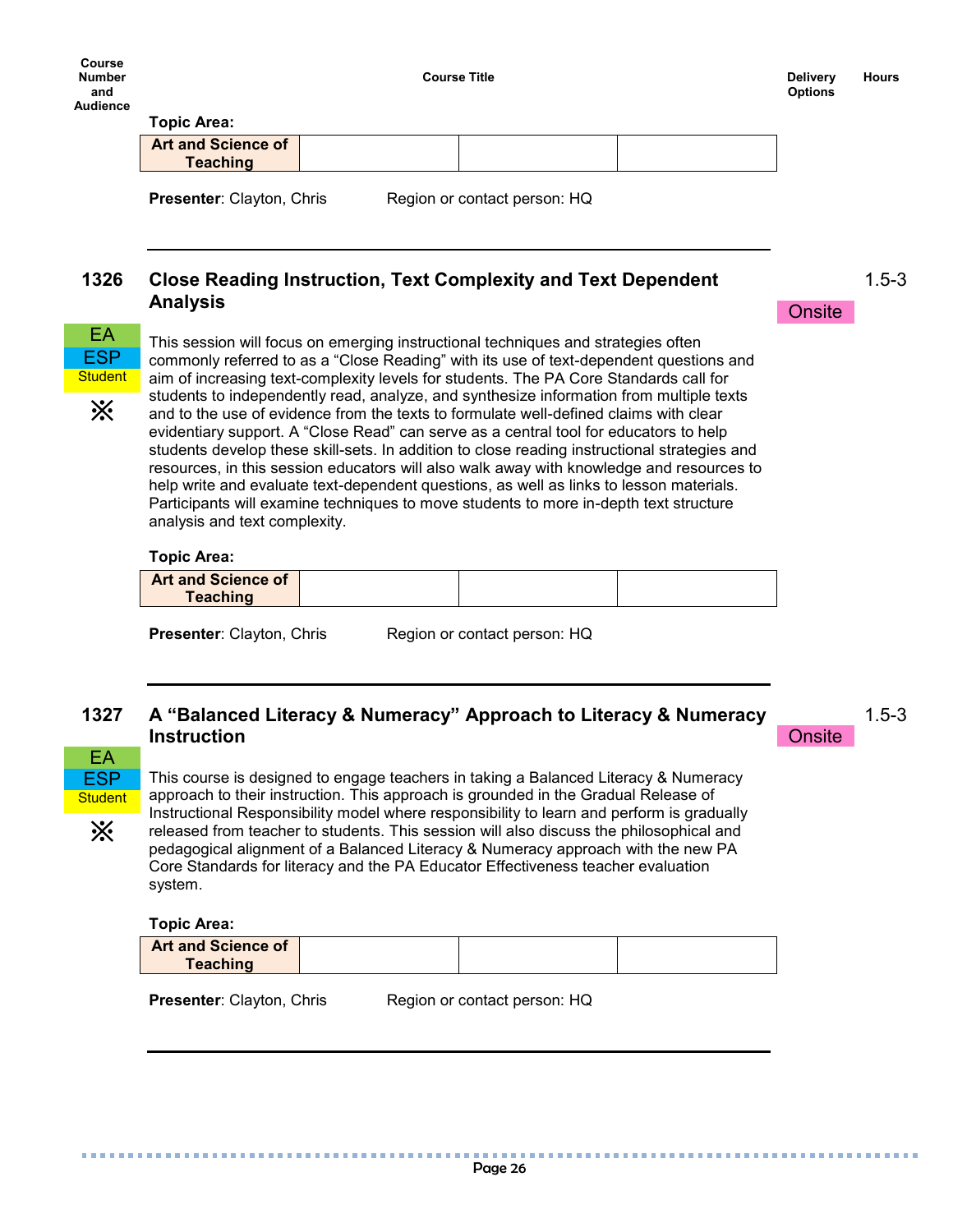| Course Number and Audience | Course Title | Delivery Options | Hours |
|---|---|---|---|

**Topic Area:**

| Art and Science of Teaching | | | |
|---|---|---|---|

**Presenter**: Clayton, Chris    Region or contact person: HQ

---

### 1326 Close Reading Instruction, Text Complexity and Text Dependent Analysis

**Delivery Options:** Onsite  
**Hours:** 1.5-3  
**Audience:** EA, ESP, Student ※

This session will focus on emerging instructional techniques and strategies often commonly referred to as a "Close Reading" with its use of text-dependent questions and aim of increasing text-complexity levels for students. The PA Core Standards call for students to independently read, analyze, and synthesize information from multiple texts and to the use of evidence from the texts to formulate well-defined claims with clear evidentiary support. A "Close Read" can serve as a central tool for educators to help students develop these skill-sets. In addition to close reading instructional strategies and resources, in this session educators will also walk away with knowledge and resources to help write and evaluate text-dependent questions, as well as links to lesson materials. Participants will examine techniques to move students to more in-depth text structure analysis and text complexity.

**Topic Area:**

| Art and Science of Teaching | | | |
|---|---|---|---|

**Presenter**: Clayton, Chris    Region or contact person: HQ

---

### 1327 A "Balanced Literacy & Numeracy" Approach to Literacy & Numeracy Instruction

**Delivery Options:** Onsite  
**Hours:** 1.5-3  
**Audience:** EA, ESP, Student ※

This course is designed to engage teachers in taking a Balanced Literacy & Numeracy approach to their instruction. This approach is grounded in the Gradual Release of Instructional Responsibility model where responsibility to learn and perform is gradually released from teacher to students. This session will also discuss the philosophical and pedagogical alignment of a Balanced Literacy & Numeracy approach with the new PA Core Standards for literacy and the PA Educator Effectiveness teacher evaluation system.

**Topic Area:**

| Art and Science of Teaching | | | |
|---|---|---|---|

**Presenter**: Clayton, Chris    Region or contact person: HQ

---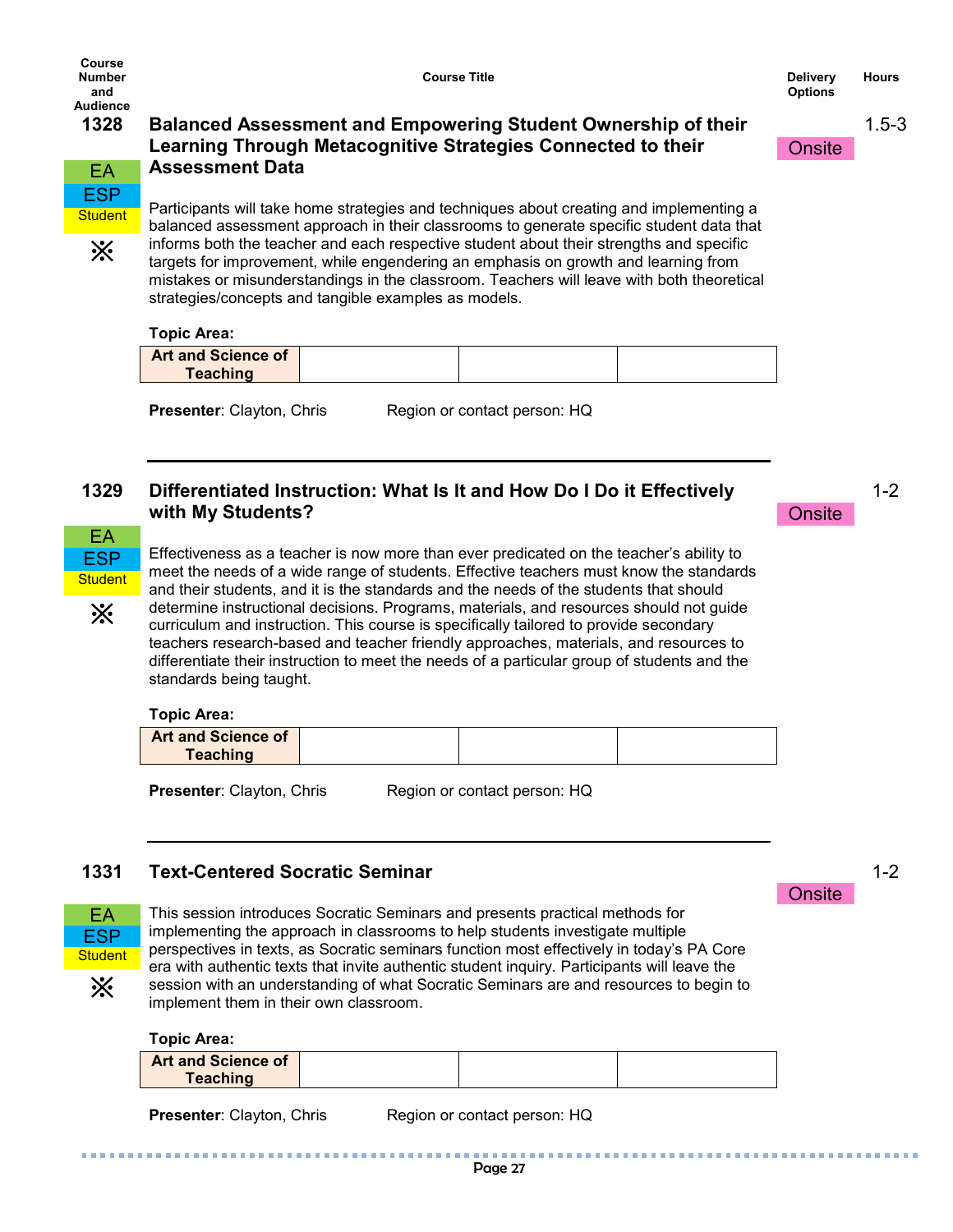| Course Number and Audience | Course Title | Delivery Options | Hours |
|---|---|---|---|

### 1328 — Balanced Assessment and Empowering Student Ownership of their Learning Through Metacognitive Strategies Connected to their Assessment Data

Audience: EA, ESP, Student ※

Delivery Options: Onsite | Hours: 1.5-3

Participants will take home strategies and techniques about creating and implementing a balanced assessment approach in their classrooms to generate specific student data that informs both the teacher and each respective student about their strengths and specific targets for improvement, while engendering an emphasis on growth and learning from mistakes or misunderstandings in the classroom. Teachers will leave with both theoretical strategies/concepts and tangible examples as models.

**Topic Area:**

| Art and Science of Teaching | | | |
|---|---|---|---|

**Presenter**: Clayton, Chris Region or contact person: HQ

---

### 1329 — Differentiated Instruction: What Is It and How Do I Do it Effectively with My Students?

Audience: EA, ESP, Student ※

Delivery Options: Onsite | Hours: 1-2

Effectiveness as a teacher is now more than ever predicated on the teacher's ability to meet the needs of a wide range of students. Effective teachers must know the standards and their students, and it is the standards and the needs of the students that should determine instructional decisions. Programs, materials, and resources should not guide curriculum and instruction. This course is specifically tailored to provide secondary teachers research-based and teacher friendly approaches, materials, and resources to differentiate their instruction to meet the needs of a particular group of students and the standards being taught.

**Topic Area:**

| Art and Science of Teaching | | | |
|---|---|---|---|

**Presenter**: Clayton, Chris Region or contact person: HQ

---

### 1331 — Text-Centered Socratic Seminar

Audience: EA, ESP, Student ※

Delivery Options: Onsite | Hours: 1-2

This session introduces Socratic Seminars and presents practical methods for implementing the approach in classrooms to help students investigate multiple perspectives in texts, as Socratic seminars function most effectively in today's PA Core era with authentic texts that invite authentic student inquiry. Participants will leave the session with an understanding of what Socratic Seminars are and resources to begin to implement them in their own classroom.

**Topic Area:**

| Art and Science of Teaching | | | |
|---|---|---|---|

**Presenter**: Clayton, Chris Region or contact person: HQ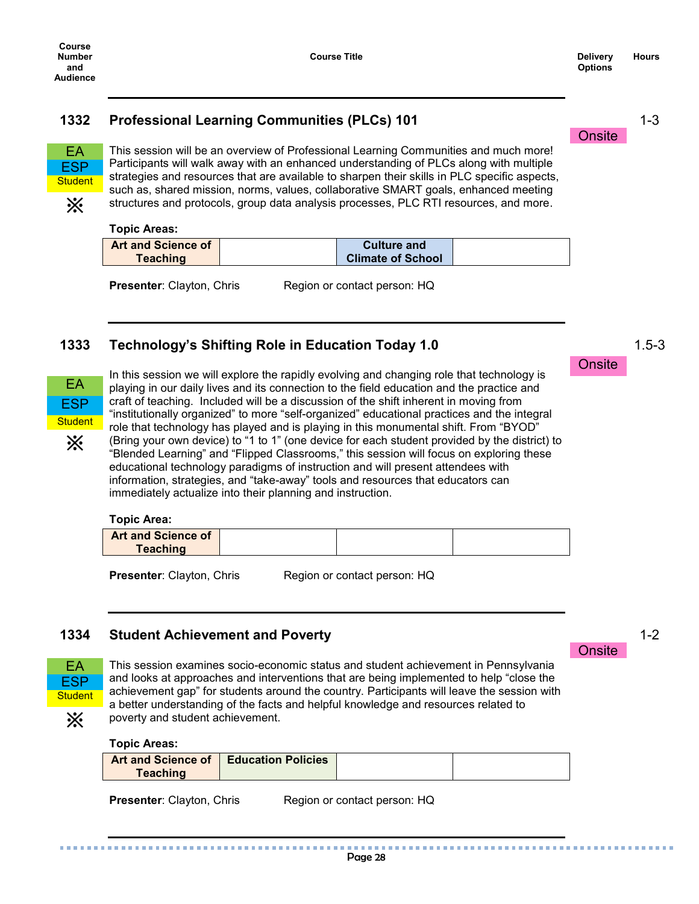| Course Number and Audience | Course Title | Delivery Options | Hours |
|---|---|---|---|

### 1332 Professional Learning Communities (PLCs) 101

**Delivery Options:** Onsite | **Hours:** 1-3

**Audience:** EA, ESP, Student ※

This session will be an overview of Professional Learning Communities and much more! Participants will walk away with an enhanced understanding of PLCs along with multiple strategies and resources that are available to sharpen their skills in PLC specific aspects, such as, shared mission, norms, values, collaborative SMART goals, enhanced meeting structures and protocols, group data analysis processes, PLC RTI resources, and more.

**Topic Areas:**

| Art and Science of Teaching | | Culture and Climate of School | |
|---|---|---|---|

**Presenter**: Clayton, Chris Region or contact person: HQ

### 1333 Technology's Shifting Role in Education Today 1.0

**Delivery Options:** Onsite | **Hours:** 1.5-3

**Audience:** EA, ESP, Student ※

In this session we will explore the rapidly evolving and changing role that technology is playing in our daily lives and its connection to the field education and the practice and craft of teaching. Included will be a discussion of the shift inherent in moving from "institutionally organized" to more "self-organized" educational practices and the integral role that technology has played and is playing in this monumental shift. From "BYOD" (Bring your own device) to "1 to 1" (one device for each student provided by the district) to "Blended Learning" and "Flipped Classrooms," this session will focus on exploring these educational technology paradigms of instruction and will present attendees with information, strategies, and "take-away" tools and resources that educators can immediately actualize into their planning and instruction.

**Topic Area:**

| Art and Science of Teaching | | | |
|---|---|---|---|

**Presenter**: Clayton, Chris Region or contact person: HQ

### 1334 Student Achievement and Poverty

**Delivery Options:** Onsite | **Hours:** 1-2

**Audience:** EA, ESP, Student ※

This session examines socio-economic status and student achievement in Pennsylvania and looks at approaches and interventions that are being implemented to help "close the achievement gap" for students around the country. Participants will leave the session with a better understanding of the facts and helpful knowledge and resources related to poverty and student achievement.

**Topic Areas:**

| Art and Science of Teaching | Education Policies | | |
|---|---|---|---|

**Presenter**: Clayton, Chris Region or contact person: HQ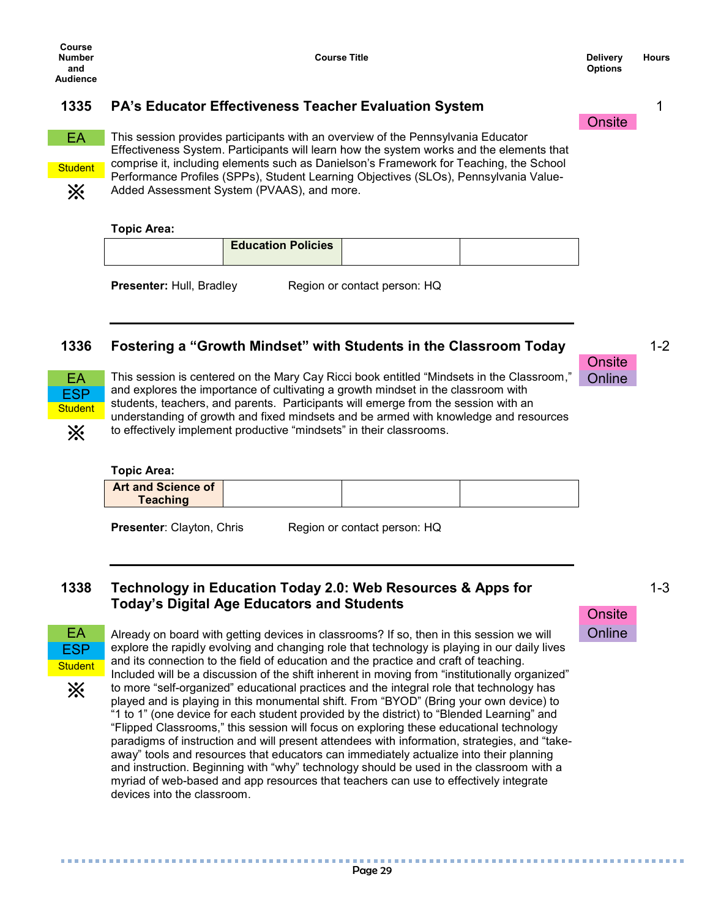| Course Number and Audience | Course Title | Delivery Options | Hours |
|---|---|---|---|

## 1335 PA's Educator Effectiveness Teacher Evaluation System

**Hours:** 1

**Delivery Options:** Onsite

**Audience:** EA, Student, ※

This session provides participants with an overview of the Pennsylvania Educator Effectiveness System. Participants will learn how the system works and the elements that comprise it, including elements such as Danielson's Framework for Teaching, the School Performance Profiles (SPPs), Student Learning Objectives (SLOs), Pennsylvania Value-Added Assessment System (PVAAS), and more.

**Topic Area:**

| | Education Policies | | |
|---|---|---|---|

**Presenter:** Hull, Bradley  Region or contact person: HQ

---

## 1336 Fostering a "Growth Mindset" with Students in the Classroom Today

**Hours:** 1-2

**Delivery Options:** Onsite, Online

**Audience:** EA, ESP, Student, ※

This session is centered on the Mary Cay Ricci book entitled "Mindsets in the Classroom," and explores the importance of cultivating a growth mindset in the classroom with students, teachers, and parents. Participants will emerge from the session with an understanding of growth and fixed mindsets and be armed with knowledge and resources to effectively implement productive "mindsets" in their classrooms.

**Topic Area:**

| Art and Science of Teaching | | | |
|---|---|---|---|

**Presenter**: Clayton, Chris  Region or contact person: HQ

---

## 1338 Technology in Education Today 2.0: Web Resources & Apps for Today's Digital Age Educators and Students

**Hours:** 1-3

**Delivery Options:** Onsite, Online

**Audience:** EA, ESP, Student, ※

Already on board with getting devices in classrooms? If so, then in this session we will explore the rapidly evolving and changing role that technology is playing in our daily lives and its connection to the field of education and the practice and craft of teaching. Included will be a discussion of the shift inherent in moving from "institutionally organized" to more "self-organized" educational practices and the integral role that technology has played and is playing in this monumental shift. From "BYOD" (Bring your own device) to "1 to 1" (one device for each student provided by the district) to "Blended Learning" and "Flipped Classrooms," this session will focus on exploring these educational technology paradigms of instruction and will present attendees with information, strategies, and "take-away" tools and resources that educators can immediately actualize into their planning and instruction. Beginning with "why" technology should be used in the classroom with a myriad of web-based and app resources that teachers can use to effectively integrate devices into the classroom.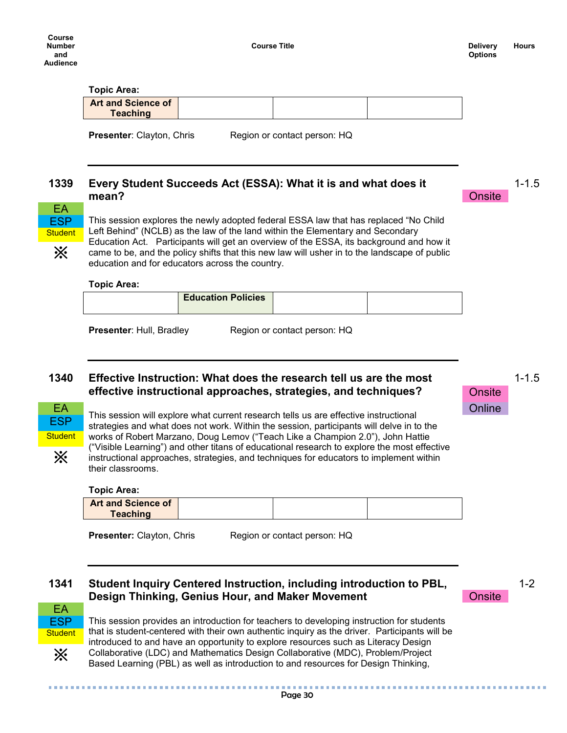| Course Number and Audience | Course Title | Delivery Options | Hours |
|---|---|---|---|

**Topic Area:**

| Art and Science of Teaching | | | |
|---|---|---|---|

**Presenter**: Clayton, Chris    Region or contact person: HQ

---

### 1339 Every Student Succeeds Act (ESSA): What it is and what does it mean?

**Audience:** EA, ESP, Student ※

**Delivery Options:** Onsite

**Hours:** 1-1.5

This session explores the newly adopted federal ESSA law that has replaced "No Child Left Behind" (NCLB) as the law of the land within the Elementary and Secondary Education Act. Participants will get an overview of the ESSA, its background and how it came to be, and the policy shifts that this new law will usher in to the landscape of public education and for educators across the country.

**Topic Area:**

| | Education Policies | | |
|---|---|---|---|

**Presenter**: Hull, Bradley    Region or contact person: HQ

---

### 1340 Effective Instruction: What does the research tell us are the most effective instructional approaches, strategies, and techniques?

**Audience:** EA, ESP, Student ※

**Delivery Options:** Onsite, Online

**Hours:** 1-1.5

This session will explore what current research tells us are effective instructional strategies and what does not work. Within the session, participants will delve in to the works of Robert Marzano, Doug Lemov ("Teach Like a Champion 2.0"), John Hattie ("Visible Learning") and other titans of educational research to explore the most effective instructional approaches, strategies, and techniques for educators to implement within their classrooms.

**Topic Area:**

| Art and Science of Teaching | | | |
|---|---|---|---|

**Presenter:** Clayton, Chris    Region or contact person: HQ

---

### 1341 Student Inquiry Centered Instruction, including introduction to PBL, Design Thinking, Genius Hour, and Maker Movement

**Audience:** EA, ESP, Student ※

**Delivery Options:** Onsite

**Hours:** 1-2

This session provides an introduction for teachers to developing instruction for students that is student-centered with their own authentic inquiry as the driver. Participants will be introduced to and have an opportunity to explore resources such as Literacy Design Collaborative (LDC) and Mathematics Design Collaborative (MDC), Problem/Project Based Learning (PBL) as well as introduction to and resources for Design Thinking,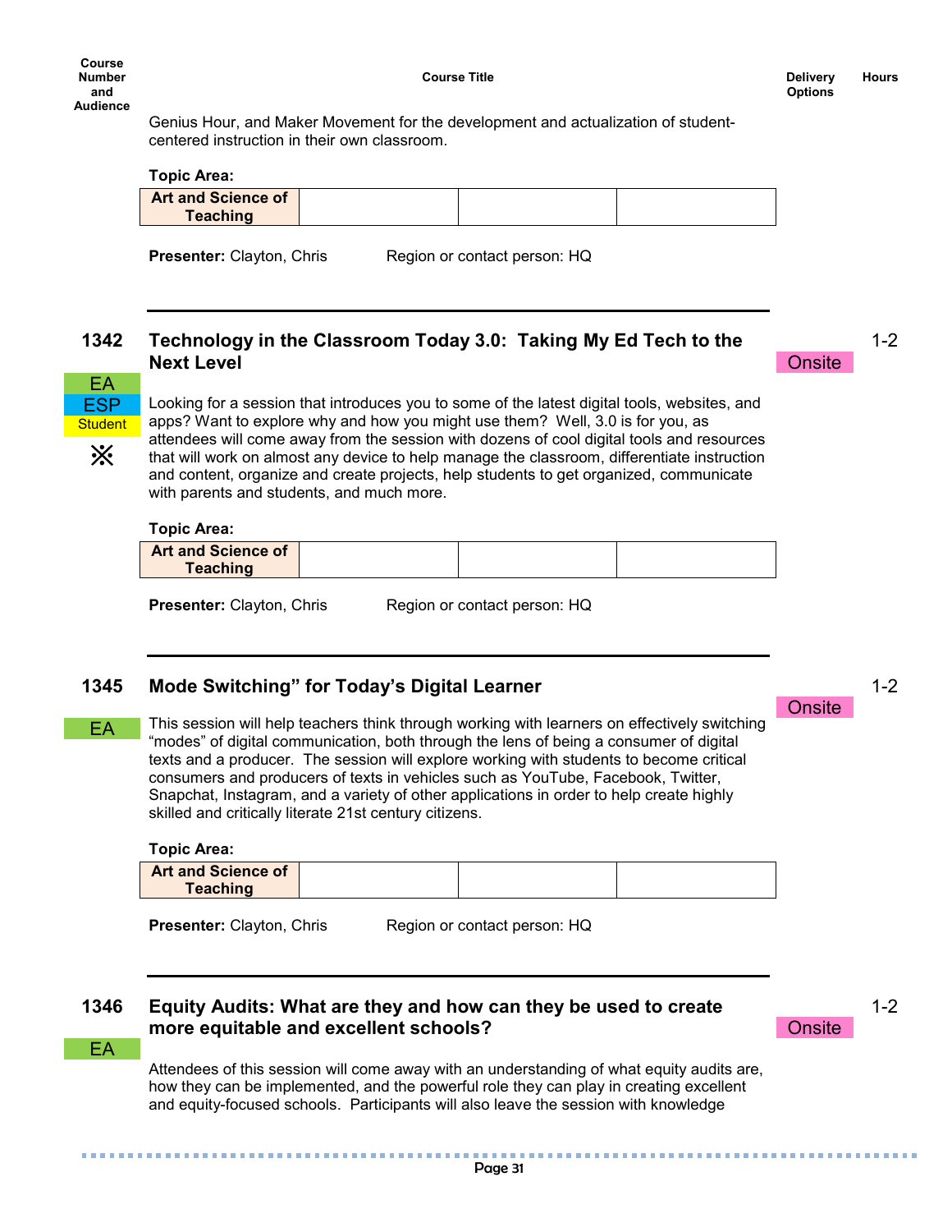| Course Number and Audience | Course Title | Delivery Options | Hours |
|---|---|---|---|

Genius Hour, and Maker Movement for the development and actualization of student-centered instruction in their own classroom.

**Topic Area:**

| Art and Science of Teaching | | | |
|---|---|---|---|

**Presenter:** Clayton, Chris    Region or contact person: HQ

---

### 1342 Technology in the Classroom Today 3.0: Taking My Ed Tech to the Next Level

Onsite | 1-2

EA
ESP
Student
※

Looking for a session that introduces you to some of the latest digital tools, websites, and apps? Want to explore why and how you might use them? Well, 3.0 is for you, as attendees will come away from the session with dozens of cool digital tools and resources that will work on almost any device to help manage the classroom, differentiate instruction and content, organize and create projects, help students to get organized, communicate with parents and students, and much more.

**Topic Area:**

| Art and Science of Teaching | | | |
|---|---|---|---|

**Presenter:** Clayton, Chris    Region or contact person: HQ

---

### 1345 Mode Switching" for Today's Digital Learner

Onsite | 1-2

EA

This session will help teachers think through working with learners on effectively switching "modes" of digital communication, both through the lens of being a consumer of digital texts and a producer. The session will explore working with students to become critical consumers and producers of texts in vehicles such as YouTube, Facebook, Twitter, Snapchat, Instagram, and a variety of other applications in order to help create highly skilled and critically literate 21st century citizens.

**Topic Area:**

| Art and Science of Teaching | | | |
|---|---|---|---|

**Presenter:** Clayton, Chris    Region or contact person: HQ

---

### 1346 Equity Audits: What are they and how can they be used to create more equitable and excellent schools?

Onsite | 1-2

EA

Attendees of this session will come away with an understanding of what equity audits are, how they can be implemented, and the powerful role they can play in creating excellent and equity-focused schools. Participants will also leave the session with knowledge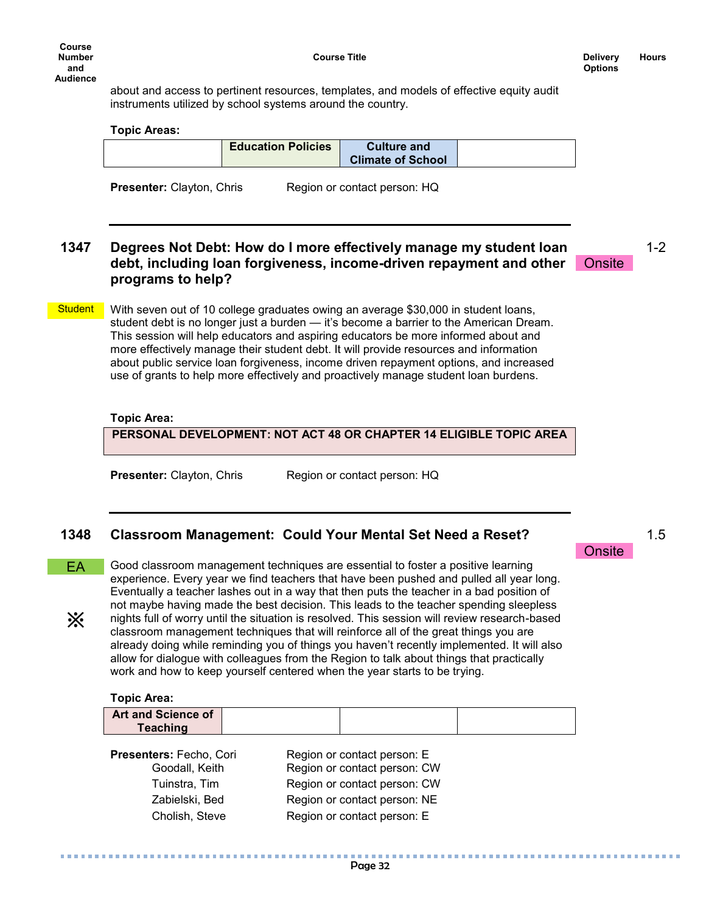| Course Number and Audience | Course Title | Delivery Options | Hours |
|---|---|---|---|

about and access to pertinent resources, templates, and models of effective equity audit instruments utilized by school systems around the country.

**Topic Areas:**

| | Education Policies | Culture and Climate of School | |
|---|---|---|---|

**Presenter:** Clayton, Chris — Region or contact person: HQ

---

### 1347 Degrees Not Debt: How do I more effectively manage my student loan debt, including loan forgiveness, income-driven repayment and other programs to help?

Onsite — 1-2

Student

With seven out of 10 college graduates owing an average $30,000 in student loans, student debt is no longer just a burden — it's become a barrier to the American Dream. This session will help educators and aspiring educators be more informed about and more effectively manage their student debt. It will provide resources and information about public service loan forgiveness, income driven repayment options, and increased use of grants to help more effectively and proactively manage student loan burdens.

**Topic Area:**

| PERSONAL DEVELOPMENT: NOT ACT 48 OR CHAPTER 14 ELIGIBLE TOPIC AREA |
|---|

**Presenter:** Clayton, Chris — Region or contact person: HQ

---

### 1348 Classroom Management: Could Your Mental Set Need a Reset?

Onsite — 1.5

EA

※

Good classroom management techniques are essential to foster a positive learning experience. Every year we find teachers that have been pushed and pulled all year long. Eventually a teacher lashes out in a way that then puts the teacher in a bad position of not maybe having made the best decision. This leads to the teacher spending sleepless nights full of worry until the situation is resolved. This session will review research-based classroom management techniques that will reinforce all of the great things you are already doing while reminding you of things you haven't recently implemented. It will also allow for dialogue with colleagues from the Region to talk about things that practically work and how to keep yourself centered when the year starts to be trying.

**Topic Area:**

| Art and Science of Teaching | | | |
|---|---|---|---|

| Presenters | Region or contact person |
|---|---|
| Fecho, Cori | E |
| Goodall, Keith | CW |
| Tuinstra, Tim | CW |
| Zabielski, Bed | NE |
| Cholish, Steve | E |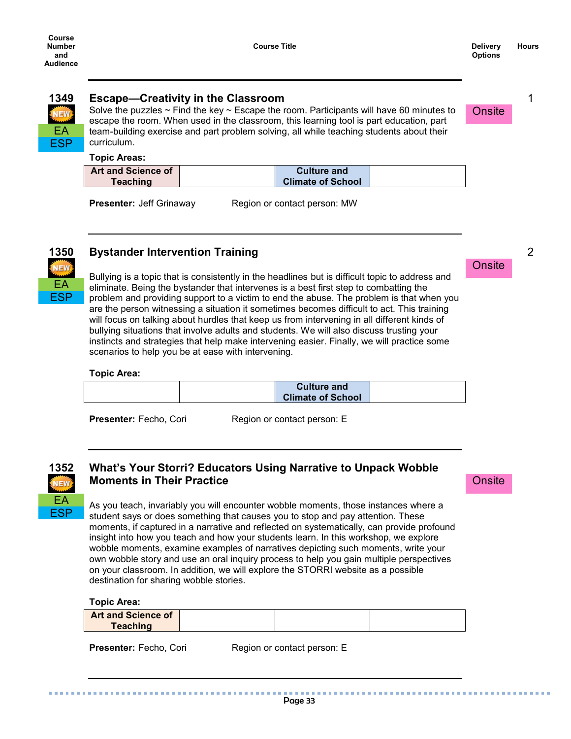| Course Number and Audience | Course Title | Delivery Options | Hours |
|---|---|---|---|

## 1349 — Escape—Creativity in the Classroom

NEW | EA | ESP

Delivery Options: Onsite | Hours: 1

Solve the puzzles ~ Find the key ~ Escape the room. Participants will have 60 minutes to escape the room. When used in the classroom, this learning tool is part education, part team-building exercise and part problem solving, all while teaching students about their curriculum.

**Topic Areas:**

| Art and Science of Teaching | | Culture and Climate of School | |
|---|---|---|---|

**Presenter:** Jeff Grinaway Region or contact person: MW

---

## 1350 — Bystander Intervention Training

NEW | EA | ESP

Delivery Options: Onsite | Hours: 2

Bullying is a topic that is consistently in the headlines but is difficult topic to address and eliminate. Being the bystander that intervenes is a best first step to combatting the problem and providing support to a victim to end the abuse. The problem is that when you are the person witnessing a situation it sometimes becomes difficult to act. This training will focus on talking about hurdles that keep us from intervening in all different kinds of bullying situations that involve adults and students. We will also discuss trusting your instincts and strategies that help make intervening easier. Finally, we will practice some scenarios to help you be at ease with intervening.

**Topic Area:**

| | | Culture and Climate of School | |
|---|---|---|---|

**Presenter:** Fecho, Cori Region or contact person: E

---

## 1352 — What's Your Storri? Educators Using Narrative to Unpack Wobble Moments in Their Practice

NEW | EA | ESP

Delivery Options: Onsite

As you teach, invariably you will encounter wobble moments, those instances where a student says or does something that causes you to stop and pay attention. These moments, if captured in a narrative and reflected on systematically, can provide profound insight into how you teach and how your students learn. In this workshop, we explore wobble moments, examine examples of narratives depicting such moments, write your own wobble story and use an oral inquiry process to help you gain multiple perspectives on your classroom. In addition, we will explore the STORRI website as a possible destination for sharing wobble stories.

**Topic Area:**

| Art and Science of Teaching | | | |
|---|---|---|---|

**Presenter:** Fecho, Cori Region or contact person: E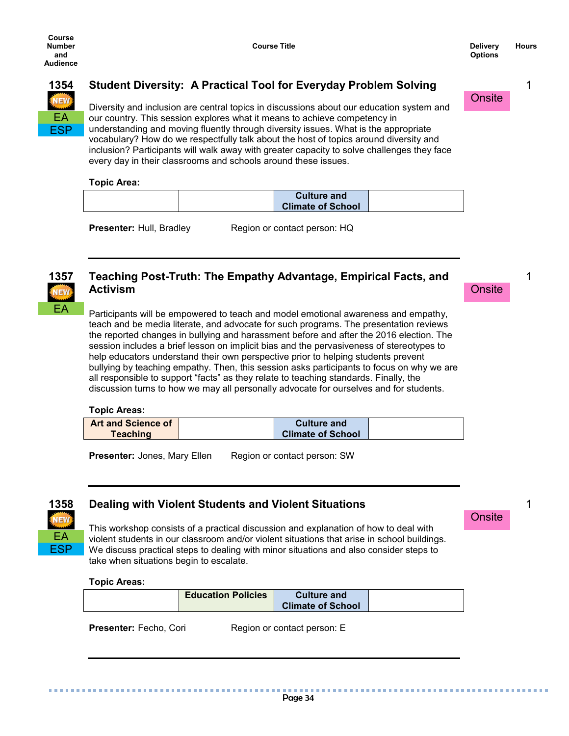| Course Number and Audience | Course Title | Delivery Options | Hours |
|---|---|---|---|

## 1354 — Student Diversity: A Practical Tool for Everyday Problem Solving

NEW | EA | ESP

Delivery Options: Onsite | Hours: 1

Diversity and inclusion are central topics in discussions about our education system and our country. This session explores what it means to achieve competency in understanding and moving fluently through diversity issues. What is the appropriate vocabulary? How do we respectfully talk about the host of topics around diversity and inclusion? Participants will walk away with greater capacity to solve challenges they face every day in their classrooms and schools around these issues.

**Topic Area:**

| | | | |
|---|---|---|---|
| | | Culture and Climate of School | |

**Presenter:** Hull, Bradley Region or contact person: HQ

---

## 1357 — Teaching Post-Truth: The Empathy Advantage, Empirical Facts, and Activism

NEW | EA

Delivery Options: Onsite | Hours: 1

Participants will be empowered to teach and model emotional awareness and empathy, teach and be media literate, and advocate for such programs. The presentation reviews the reported changes in bullying and harassment before and after the 2016 election. The session includes a brief lesson on implicit bias and the pervasiveness of stereotypes to help educators understand their own perspective prior to helping students prevent bullying by teaching empathy. Then, this session asks participants to focus on why we are all responsible to support "facts" as they relate to teaching standards. Finally, the discussion turns to how we may all personally advocate for ourselves and for students.

**Topic Areas:**

| | | | |
|---|---|---|---|
| Art and Science of Teaching | | Culture and Climate of School | |

**Presenter:** Jones, Mary Ellen Region or contact person: SW

---

## 1358 — Dealing with Violent Students and Violent Situations

NEW | EA | ESP

Delivery Options: Onsite | Hours: 1

This workshop consists of a practical discussion and explanation of how to deal with violent students in our classroom and/or violent situations that arise in school buildings. We discuss practical steps to dealing with minor situations and also consider steps to take when situations begin to escalate.

**Topic Areas:**

| | | | |
|---|---|---|---|
| | Education Policies | Culture and Climate of School | |

**Presenter:** Fecho, Cori Region or contact person: E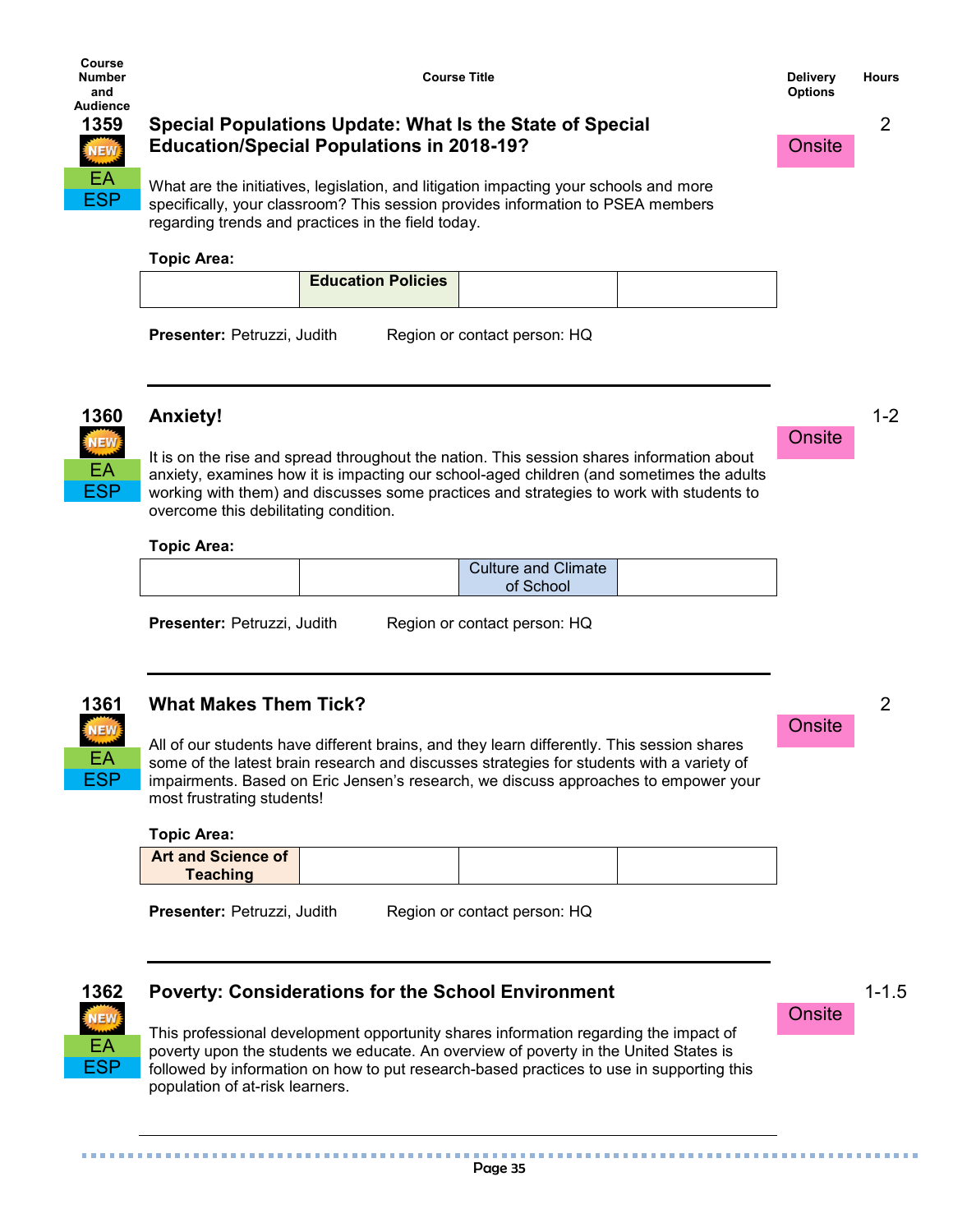| Course Number and Audience | Course Title | Delivery Options | Hours |
|---|---|---|---|

**1359** NEW EA ESP

### Special Populations Update: What Is the State of Special Education/Special Populations in 2018-19?

Onsite | 2

What are the initiatives, legislation, and litigation impacting your schools and more specifically, your classroom? This session provides information to PSEA members regarding trends and practices in the field today.

**Topic Area:**

| | | | |
|---|---|---|---|
| | **Education Policies** | | |

**Presenter:** Petruzzi, Judith    Region or contact person: HQ

---

**1360** NEW EA ESP

### Anxiety!

Onsite | 1-2

It is on the rise and spread throughout the nation. This session shares information about anxiety, examines how it is impacting our school-aged children (and sometimes the adults working with them) and discusses some practices and strategies to work with students to overcome this debilitating condition.

**Topic Area:**

| | | | |
|---|---|---|---|
| | | Culture and Climate of School | |

**Presenter:** Petruzzi, Judith    Region or contact person: HQ

---

**1361** NEW EA ESP

### What Makes Them Tick?

Onsite | 2

All of our students have different brains, and they learn differently. This session shares some of the latest brain research and discusses strategies for students with a variety of impairments. Based on Eric Jensen's research, we discuss approaches to empower your most frustrating students!

**Topic Area:**

| | | | |
|---|---|---|---|
| **Art and Science of Teaching** | | | |

**Presenter:** Petruzzi, Judith    Region or contact person: HQ

---

**1362** NEW EA ESP

### Poverty: Considerations for the School Environment

Onsite | 1-1.5

This professional development opportunity shares information regarding the impact of poverty upon the students we educate. An overview of poverty in the United States is followed by information on how to put research-based practices to use in supporting this population of at-risk learners.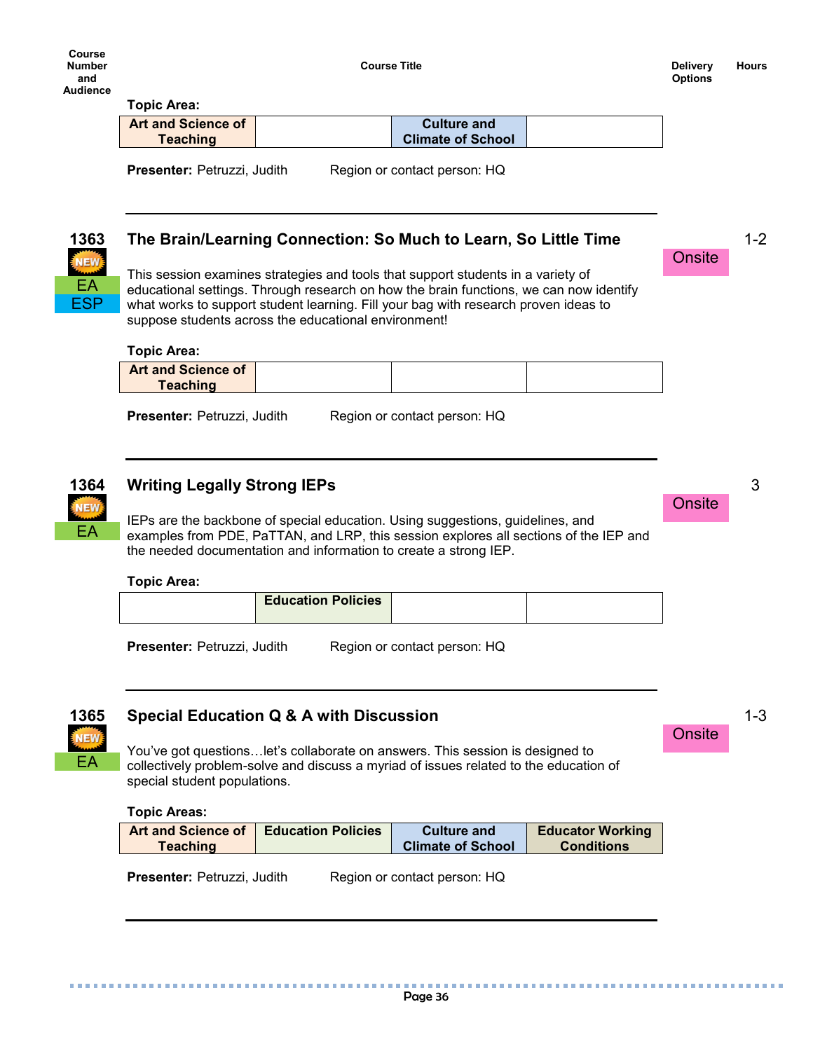| Course Number and Audience | Course Title | Delivery Options | Hours |
|---|---|---|---|

**Topic Area:**

| Art and Science of Teaching | | Culture and Climate of School | |
|---|---|---|---|

**Presenter:** Petruzzi, Judith  Region or contact person: HQ

---

### 1363 The Brain/Learning Connection: So Much to Learn, So Little Time

NEW · EA · ESP

Delivery Options: Onsite  Hours: 1-2

This session examines strategies and tools that support students in a variety of educational settings. Through research on how the brain functions, we can now identify what works to support student learning. Fill your bag with research proven ideas to suppose students across the educational environment!

**Topic Area:**

| Art and Science of Teaching | | | |
|---|---|---|---|

**Presenter:** Petruzzi, Judith  Region or contact person: HQ

---

### 1364 Writing Legally Strong IEPs

NEW · EA

Delivery Options: Onsite  Hours: 3

IEPs are the backbone of special education. Using suggestions, guidelines, and examples from PDE, PaTTAN, and LRP, this session explores all sections of the IEP and the needed documentation and information to create a strong IEP.

**Topic Area:**

| | Education Policies | | |
|---|---|---|---|

**Presenter:** Petruzzi, Judith  Region or contact person: HQ

---

### 1365 Special Education Q & A with Discussion

NEW · EA

Delivery Options: Onsite  Hours: 1-3

You've got questions…let's collaborate on answers. This session is designed to collectively problem-solve and discuss a myriad of issues related to the education of special student populations.

**Topic Areas:**

| Art and Science of Teaching | Education Policies | Culture and Climate of School | Educator Working Conditions |
|---|---|---|---|

**Presenter:** Petruzzi, Judith  Region or contact person: HQ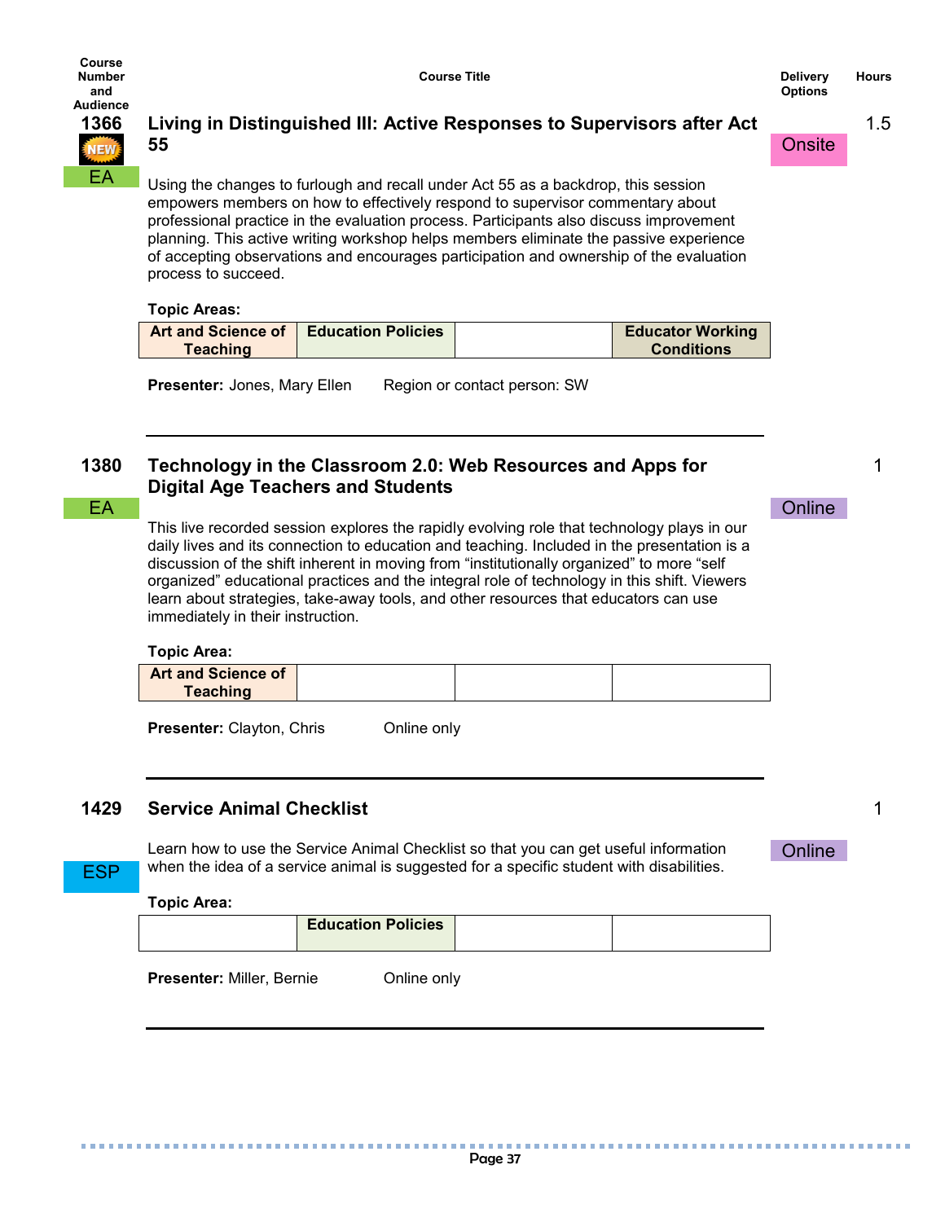| Course Number and Audience | Course Title | Delivery Options | Hours |
|---|---|---|---|

## 1366 NEW — EA

### Living in Distinguished III: Active Responses to Supervisors after Act 55

**Delivery:** Onsite | **Hours:** 1.5

Using the changes to furlough and recall under Act 55 as a backdrop, this session empowers members on how to effectively respond to supervisor commentary about professional practice in the evaluation process. Participants also discuss improvement planning. This active writing workshop helps members eliminate the passive experience of accepting observations and encourages participation and ownership of the evaluation process to succeed.

**Topic Areas:**

| Art and Science of Teaching | Education Policies | | Educator Working Conditions |
|---|---|---|---|

**Presenter:** Jones, Mary Ellen    Region or contact person: SW

---

## 1380 — EA

### Technology in the Classroom 2.0: Web Resources and Apps for Digital Age Teachers and Students

**Delivery:** Online | **Hours:** 1

This live recorded session explores the rapidly evolving role that technology plays in our daily lives and its connection to education and teaching. Included in the presentation is a discussion of the shift inherent in moving from “institutionally organized” to more “self organized” educational practices and the integral role of technology in this shift. Viewers learn about strategies, take-away tools, and other resources that educators can use immediately in their instruction.

**Topic Area:**

| Art and Science of Teaching | | | |
|---|---|---|---|

**Presenter:** Clayton, Chris    Online only

---

## 1429 — ESP

### Service Animal Checklist

**Delivery:** Online | **Hours:** 1

Learn how to use the Service Animal Checklist so that you can get useful information when the idea of a service animal is suggested for a specific student with disabilities.

**Topic Area:**

| | Education Policies | | |
|---|---|---|---|

**Presenter:** Miller, Bernie    Online only

---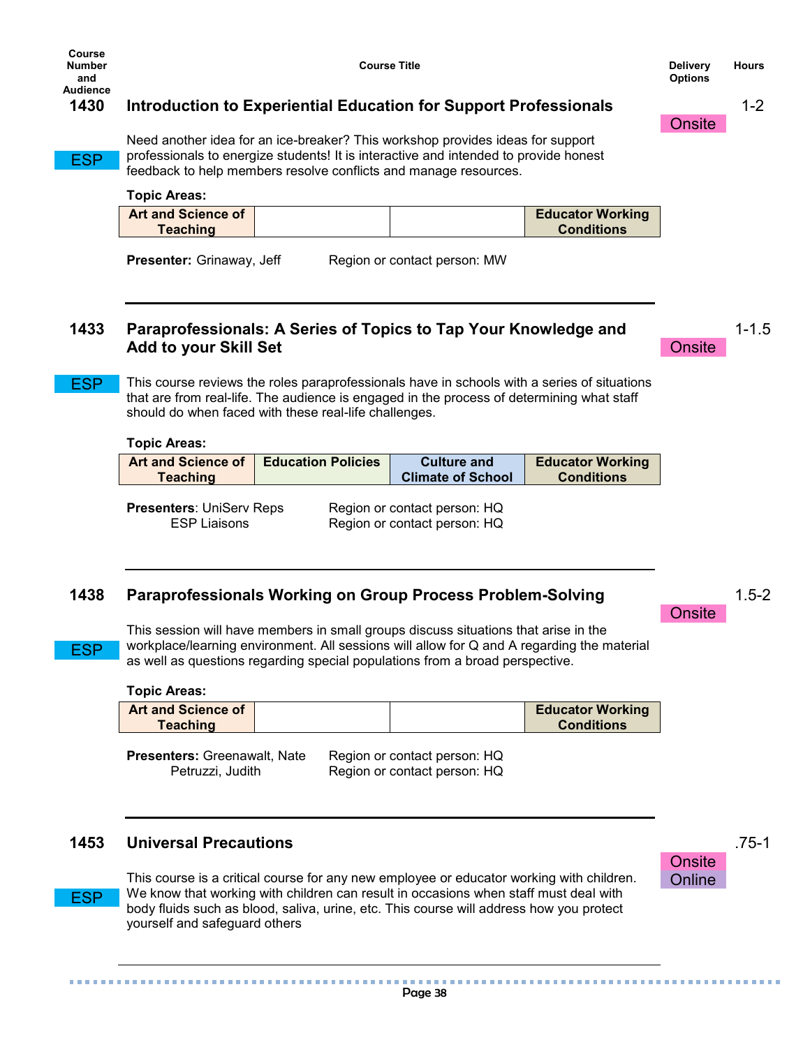| Course Number and Audience | Course Title | Delivery Options | Hours |
|---|---|---|---|

## 1430 Introduction to Experiential Education for Support Professionals

**Delivery Options:** Onsite | **Hours:** 1-2

ESP

Need another idea for an ice-breaker? This workshop provides ideas for support professionals to energize students! It is interactive and intended to provide honest feedback to help members resolve conflicts and manage resources.

**Topic Areas:**

| Art and Science of Teaching | | | Educator Working Conditions |
|---|---|---|---|

**Presenter:** Grinaway, Jeff — Region or contact person: MW

---

## 1433 Paraprofessionals: A Series of Topics to Tap Your Knowledge and Add to your Skill Set

**Delivery Options:** Onsite | **Hours:** 1-1.5

ESP

This course reviews the roles paraprofessionals have in schools with a series of situations that are from real-life. The audience is engaged in the process of determining what staff should do when faced with these real-life challenges.

**Topic Areas:**

| Art and Science of Teaching | Education Policies | Culture and Climate of School | Educator Working Conditions |
|---|---|---|---|

**Presenters**: UniServ Reps — Region or contact person: HQ
ESP Liaisons — Region or contact person: HQ

---

## 1438 Paraprofessionals Working on Group Process Problem-Solving

**Delivery Options:** Onsite | **Hours:** 1.5-2

ESP

This session will have members in small groups discuss situations that arise in the workplace/learning environment. All sessions will allow for Q and A regarding the material as well as questions regarding special populations from a broad perspective.

**Topic Areas:**

| Art and Science of Teaching | | | Educator Working Conditions |
|---|---|---|---|

**Presenters:** Greenawalt, Nate — Region or contact person: HQ
Petruzzi, Judith — Region or contact person: HQ

---

## 1453 Universal Precautions

**Delivery Options:** Onsite, Online | **Hours:** .75-1

ESP

This course is a critical course for any new employee or educator working with children. We know that working with children can result in occasions when staff must deal with body fluids such as blood, saliva, urine, etc. This course will address how you protect yourself and safeguard others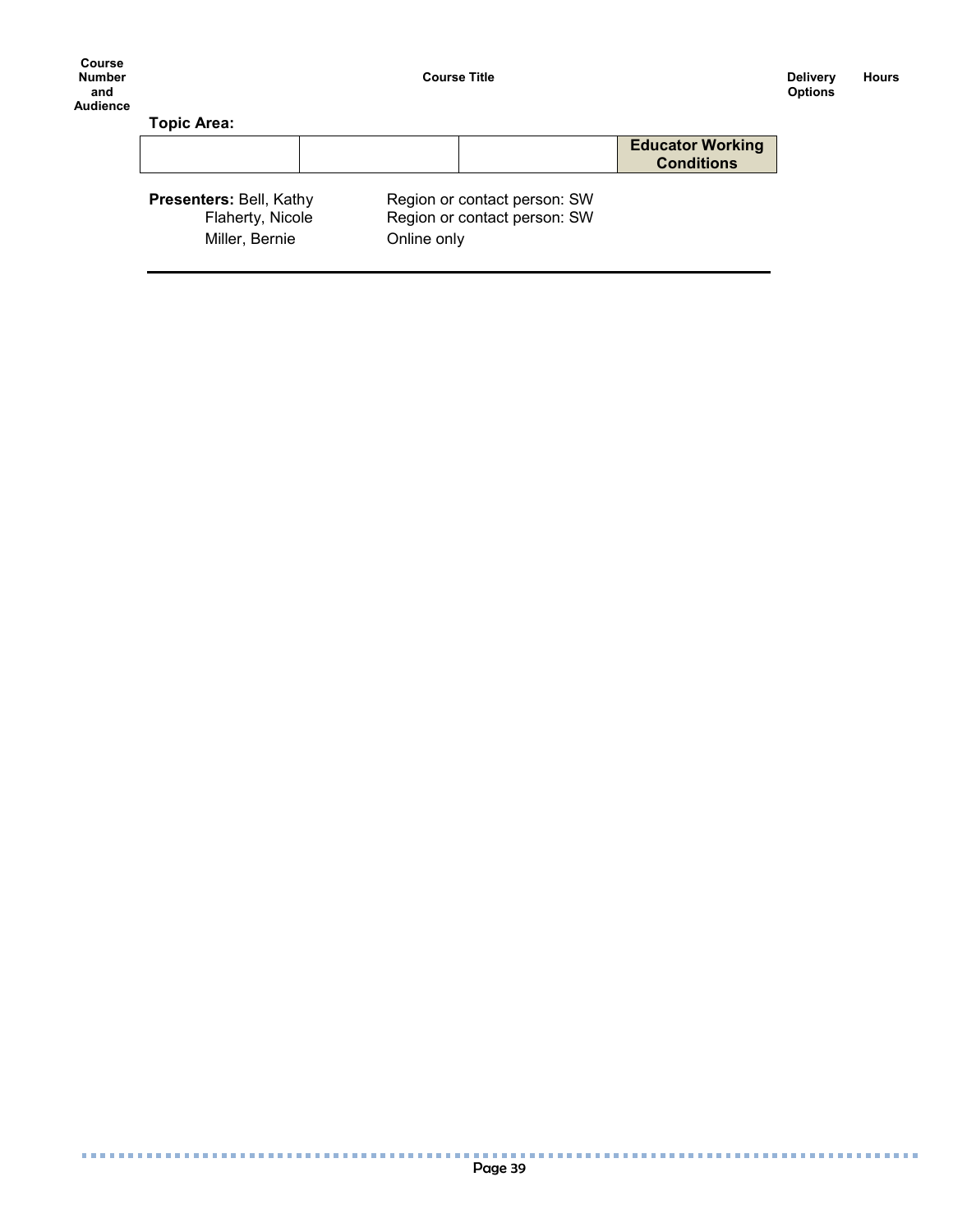| Course Number and Audience | Course Title | Delivery Options | Hours |
|---|---|---|---|

**Topic Area:**

| | | | |
|---|---|---|---|
| | | | **Educator Working Conditions** |

**Presenters:** Bell, Kathy — Region or contact person: SW
Flaherty, Nicole — Region or contact person: SW
Miller, Bernie — Online only

---